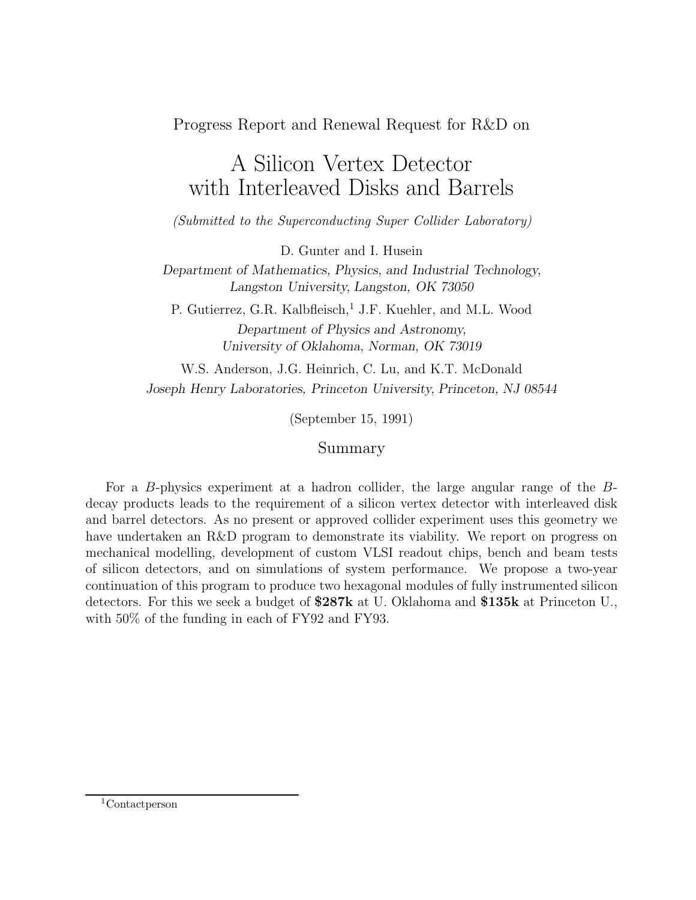Progress Report and Renewal Request for R&D on

# A Silicon Vertex Detector with Interleaved Disks and Barrels

*(Submitted to the Superconducting Super Collider Laboratory)*

D. Gunter and I. Husein

*Department of Mathematics, Physics, and Industrial Technology, Langston University, Langston, OK 73050*

P. Gutierrez, G.R. Kalbfleisch,[1] J.F. Kuehler, and M.L. Wood

*Department of Physics and Astronomy, University of Oklahoma, Norman, OK 73019*

W.S. Anderson, J.G. Heinrich, C. Lu, and K.T. McDonald

*Joseph Henry Laboratories, Princeton University, Princeton, NJ 08544*

(September 15, 1991)

## Summary

For a $B$-physics experiment at a hadron collider, the large angular range of the $B$-decay products leads to the requirement of a silicon vertex detector with interleaved disk and barrel detectors. As no present or approved collider experiment uses this geometry we have undertaken an R&D program to demonstrate its viability. We report on progress on mechanical modelling, development of custom VLSI readout chips, bench and beam tests of silicon detectors, and on simulations of system performance. We propose a two-year continuation of this program to produce two hexagonal modules of fully instrumented silicon detectors. For this we seek a budget of **$287k** at U. Oklahoma and **$135k** at Princeton U., with 50% of the funding in each of FY92 and FY93.

[1] Contactperson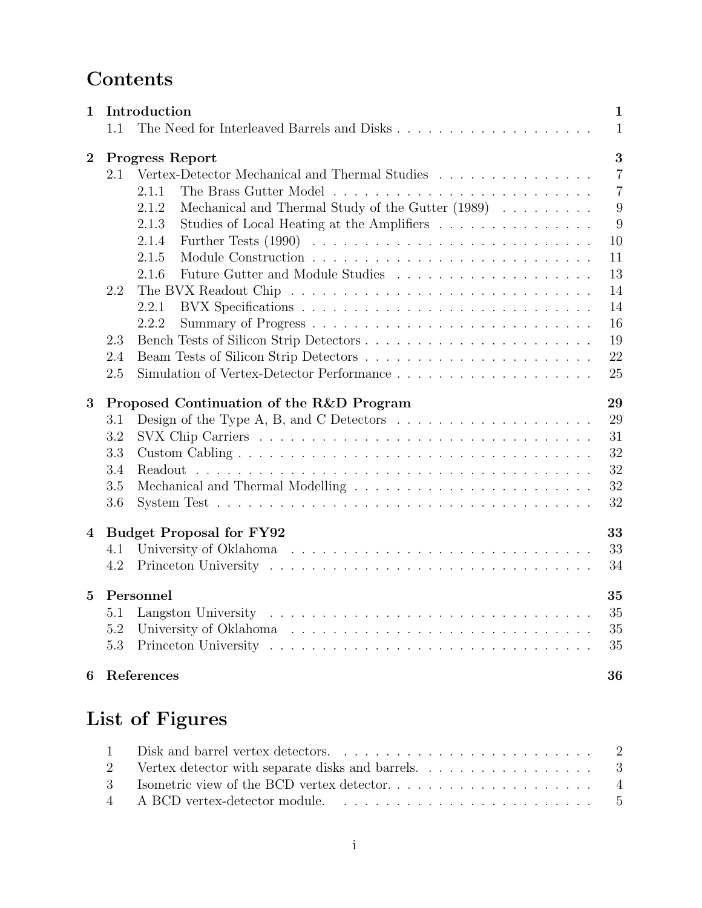# Contents

**1 Introduction** **1**

1.1 The Need for Interleaved Barrels and Disks . . . . . . . . . . . . . . . . . . . . 1

**2 Progress Report** **3**

2.1 Vertex-Detector Mechanical and Thermal Studies . . . . . . . . . . . . . . . . 7

2.1.1 The Brass Gutter Model . . . . . . . . . . . . . . . . . . . . . . . . . 7

2.1.2 Mechanical and Thermal Study of the Gutter (1989) . . . . . . . . . 9

2.1.3 Studies of Local Heating at the Amplifiers . . . . . . . . . . . . . . . 9

2.1.4 Further Tests (1990) . . . . . . . . . . . . . . . . . . . . . . . . . . . 10

2.1.5 Module Construction . . . . . . . . . . . . . . . . . . . . . . . . . . . 11

2.1.6 Future Gutter and Module Studies . . . . . . . . . . . . . . . . . . . 13

2.2 The BVX Readout Chip . . . . . . . . . . . . . . . . . . . . . . . . . . . . . 14

2.2.1 BVX Specifications . . . . . . . . . . . . . . . . . . . . . . . . . . . . 14

2.2.2 Summary of Progress . . . . . . . . . . . . . . . . . . . . . . . . . . . 16

2.3 Bench Tests of Silicon Strip Detectors . . . . . . . . . . . . . . . . . . . . . . 19

2.4 Beam Tests of Silicon Strip Detectors . . . . . . . . . . . . . . . . . . . . . . 22

2.5 Simulation of Vertex-Detector Performance . . . . . . . . . . . . . . . . . . . 25

**3 Proposed Continuation of the R&D Program** **29**

3.1 Design of the Type A, B, and C Detectors . . . . . . . . . . . . . . . . . . . 29

3.2 SVX Chip Carriers . . . . . . . . . . . . . . . . . . . . . . . . . . . . . . . . 31

3.3 Custom Cabling . . . . . . . . . . . . . . . . . . . . . . . . . . . . . . . . . . 32

3.4 Readout . . . . . . . . . . . . . . . . . . . . . . . . . . . . . . . . . . . . . . 32

3.5 Mechanical and Thermal Modelling . . . . . . . . . . . . . . . . . . . . . . . 32

3.6 System Test . . . . . . . . . . . . . . . . . . . . . . . . . . . . . . . . . . . . 32

**4 Budget Proposal for FY92** **33**

4.1 University of Oklahoma . . . . . . . . . . . . . . . . . . . . . . . . . . . . . 33

4.2 Princeton University . . . . . . . . . . . . . . . . . . . . . . . . . . . . . . . 34

**5 Personnel** **35**

5.1 Langston University . . . . . . . . . . . . . . . . . . . . . . . . . . . . . . . 35

5.2 University of Oklahoma . . . . . . . . . . . . . . . . . . . . . . . . . . . . . 35

5.3 Princeton University . . . . . . . . . . . . . . . . . . . . . . . . . . . . . . . 35

**6 References** **36**

# List of Figures

1 Disk and barrel vertex detectors. . . . . . . . . . . . . . . . . . . . . . . . . 2

2 Vertex detector with separate disks and barrels. . . . . . . . . . . . . . . . . . 3

3 Isometric view of the BCD vertex detector. . . . . . . . . . . . . . . . . . . . 4

4 A BCD vertex-detector module. . . . . . . . . . . . . . . . . . . . . . . . . . 5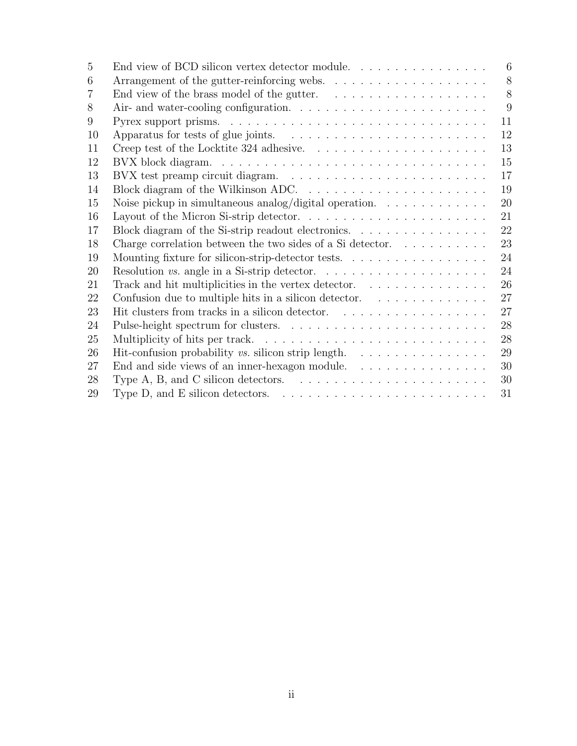| | | |
|---|---|---|
| 5 | End view of BCD silicon vertex detector module. | 6 |
| 6 | Arrangement of the gutter-reinforcing webs. | 8 |
| 7 | End view of the brass model of the gutter. | 8 |
| 8 | Air- and water-cooling configuration. | 9 |
| 9 | Pyrex support prisms. | 11 |
| 10 | Apparatus for tests of glue joints. | 12 |
| 11 | Creep test of the Locktite 324 adhesive. | 13 |
| 12 | BVX block diagram. | 15 |
| 13 | BVX test preamp circuit diagram. | 17 |
| 14 | Block diagram of the Wilkinson ADC. | 19 |
| 15 | Noise pickup in simultaneous analog/digital operation. | 20 |
| 16 | Layout of the Micron Si-strip detector. | 21 |
| 17 | Block diagram of the Si-strip readout electronics. | 22 |
| 18 | Charge correlation between the two sides of a Si detector. | 23 |
| 19 | Mounting fixture for silicon-strip-detector tests. | 24 |
| 20 | Resolution *vs.* angle in a Si-strip detector. | 24 |
| 21 | Track and hit multiplicities in the vertex detector. | 26 |
| 22 | Confusion due to multiple hits in a silicon detector. | 27 |
| 23 | Hit clusters from tracks in a silicon detector. | 27 |
| 24 | Pulse-height spectrum for clusters. | 28 |
| 25 | Multiplicity of hits per track. | 28 |
| 26 | Hit-confusion probability *vs.* silicon strip length. | 29 |
| 27 | End and side views of an inner-hexagon module. | 30 |
| 28 | Type A, B, and C silicon detectors. | 30 |
| 29 | Type D, and E silicon detectors. | 31 |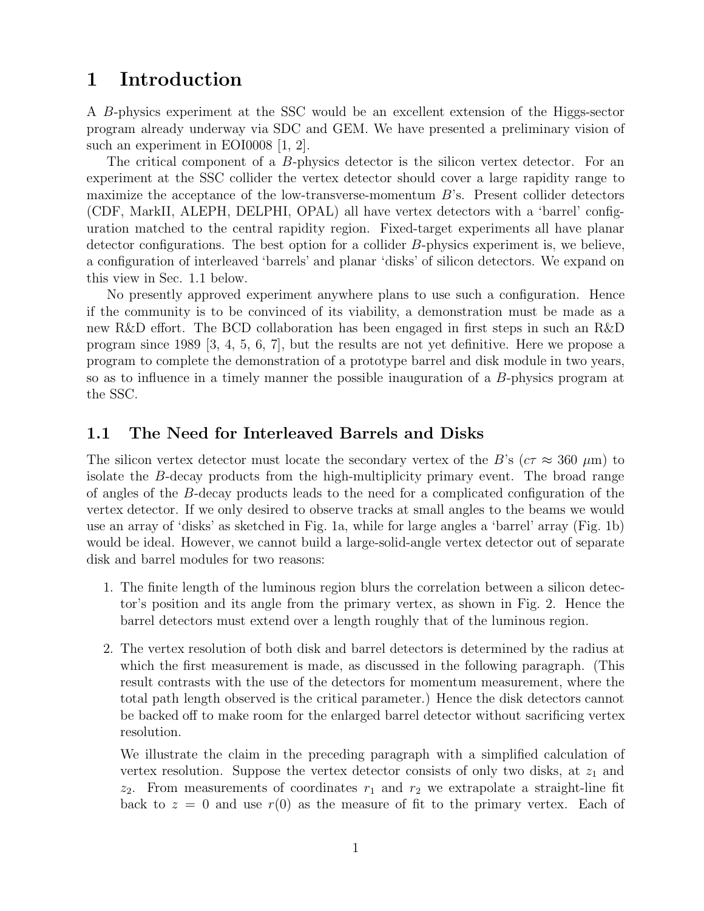# 1 Introduction

A $B$-physics experiment at the SSC would be an excellent extension of the Higgs-sector program already underway via SDC and GEM. We have presented a preliminary vision of such an experiment in EOI0008 [1, 2].

The critical component of a $B$-physics detector is the silicon vertex detector. For an experiment at the SSC collider the vertex detector should cover a large rapidity range to maximize the acceptance of the low-transverse-momentum $B$'s. Present collider detectors (CDF, MarkII, ALEPH, DELPHI, OPAL) all have vertex detectors with a 'barrel' configuration matched to the central rapidity region. Fixed-target experiments all have planar detector configurations. The best option for a collider $B$-physics experiment is, we believe, a configuration of interleaved 'barrels' and planar 'disks' of silicon detectors. We expand on this view in Sec. 1.1 below.

No presently approved experiment anywhere plans to use such a configuration. Hence if the community is to be convinced of its viability, a demonstration must be made as a new R&D effort. The BCD collaboration has been engaged in first steps in such an R&D program since 1989 [3, 4, 5, 6, 7], but the results are not yet definitive. Here we propose a program to complete the demonstration of a prototype barrel and disk module in two years, so as to influence in a timely manner the possible inauguration of a $B$-physics program at the SSC.

## 1.1 The Need for Interleaved Barrels and Disks

The silicon vertex detector must locate the secondary vertex of the $B$'s ($c\tau \approx 360$ $\mu$m) to isolate the $B$-decay products from the high-multiplicity primary event. The broad range of angles of the $B$-decay products leads to the need for a complicated configuration of the vertex detector. If we only desired to observe tracks at small angles to the beams we would use an array of 'disks' as sketched in Fig. 1a, while for large angles a 'barrel' array (Fig. 1b) would be ideal. However, we cannot build a large-solid-angle vertex detector out of separate disk and barrel modules for two reasons:

1. The finite length of the luminous region blurs the correlation between a silicon detector's position and its angle from the primary vertex, as shown in Fig. 2. Hence the barrel detectors must extend over a length roughly that of the luminous region.

2. The vertex resolution of both disk and barrel detectors is determined by the radius at which the first measurement is made, as discussed in the following paragraph. (This result contrasts with the use of the detectors for momentum measurement, where the total path length observed is the critical parameter.) Hence the disk detectors cannot be backed off to make room for the enlarged barrel detector without sacrificing vertex resolution.

   We illustrate the claim in the preceding paragraph with a simplified calculation of vertex resolution. Suppose the vertex detector consists of only two disks, at $z_1$ and $z_2$. From measurements of coordinates $r_1$ and $r_2$ we extrapolate a straight-line fit back to $z = 0$ and use $r(0)$ as the measure of fit to the primary vertex. Each of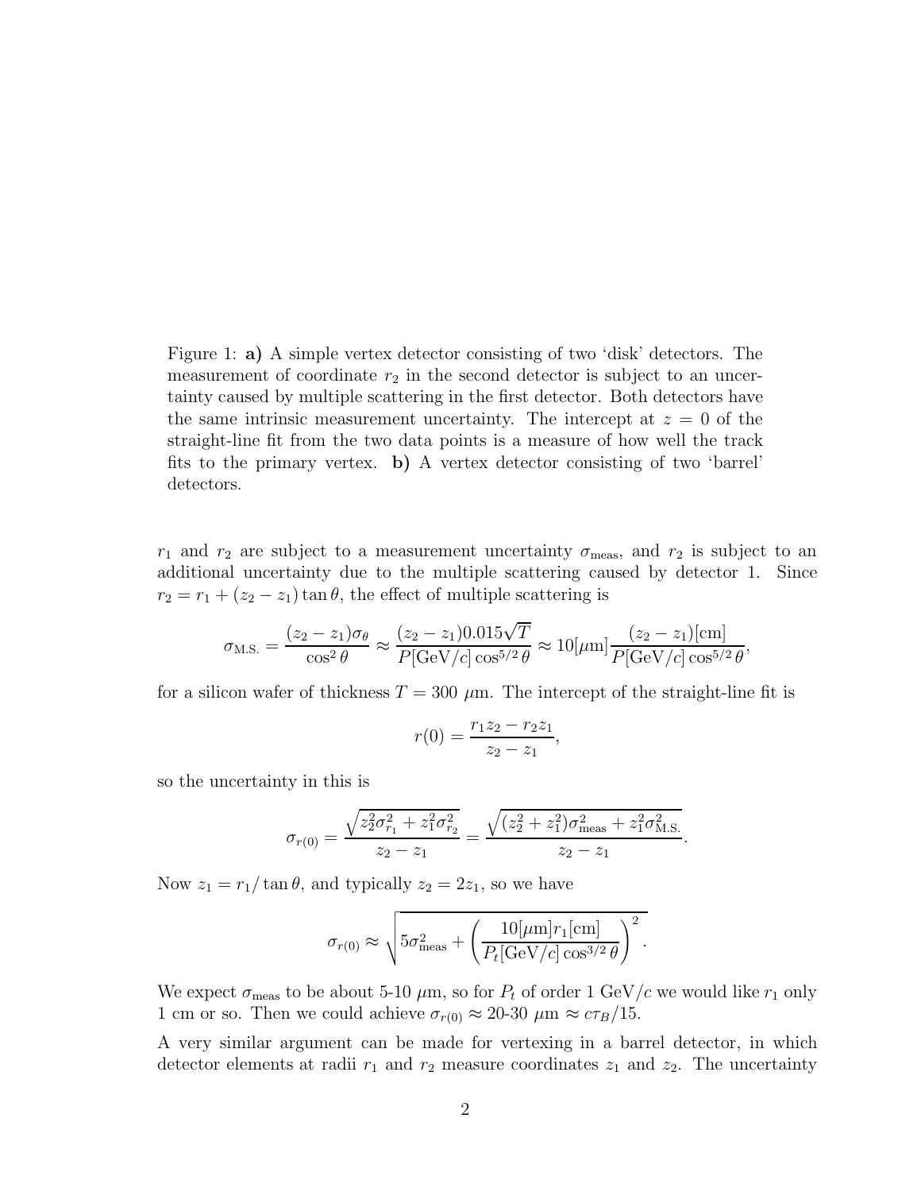Figure 1: **a)** A simple vertex detector consisting of two 'disk' detectors. The measurement of coordinate $r_2$ in the second detector is subject to an uncertainty caused by multiple scattering in the first detector. Both detectors have the same intrinsic measurement uncertainty. The intercept at $z = 0$ of the straight-line fit from the two data points is a measure of how well the track fits to the primary vertex. **b)** A vertex detector consisting of two 'barrel' detectors.

$r_1$ and $r_2$ are subject to a measurement uncertainty $\sigma_{\rm meas}$, and $r_2$ is subject to an additional uncertainty due to the multiple scattering caused by detector 1. Since $r_2 = r_1 + (z_2 - z_1)\tan\theta$, the effect of multiple scattering is

$$\sigma_{\rm M.S.} = \frac{(z_2 - z_1)\sigma_\theta}{\cos^2\theta} \approx \frac{(z_2 - z_1)0.015\sqrt{T}}{P[{\rm GeV}/c]\cos^{5/2}\theta} \approx 10[\mu{\rm m}]\frac{(z_2 - z_1)[{\rm cm}]}{P[{\rm GeV}/c]\cos^{5/2}\theta},$$

for a silicon wafer of thickness $T = 300$ $\mu$m. The intercept of the straight-line fit is

$$r(0) = \frac{r_1 z_2 - r_2 z_1}{z_2 - z_1},$$

so the uncertainty in this is

$$\sigma_{r(0)} = \frac{\sqrt{z_2^2\sigma_{r_1}^2 + z_1^2\sigma_{r_2}^2}}{z_2 - z_1} = \frac{\sqrt{(z_2^2 + z_1^2)\sigma_{\rm meas}^2 + z_1^2\sigma_{\rm M.S.}^2}}{z_2 - z_1}.$$

Now $z_1 = r_1/\tan\theta$, and typically $z_2 = 2z_1$, so we have

$$\sigma_{r(0)} \approx \sqrt{5\sigma_{\rm meas}^2 + \left(\frac{10[\mu{\rm m}]r_1[{\rm cm}]}{P_t[{\rm GeV}/c]\cos^{3/2}\theta}\right)^2}.$$

We expect $\sigma_{\rm meas}$ to be about 5-10 $\mu$m, so for $P_t$ of order 1 GeV/$c$ we would like $r_1$ only 1 cm or so. Then we could achieve $\sigma_{r(0)} \approx$ 20-30 $\mu$m $\approx c\tau_B/15$.

A very similar argument can be made for vertexing in a barrel detector, in which detector elements at radii $r_1$ and $r_2$ measure coordinates $z_1$ and $z_2$. The uncertainty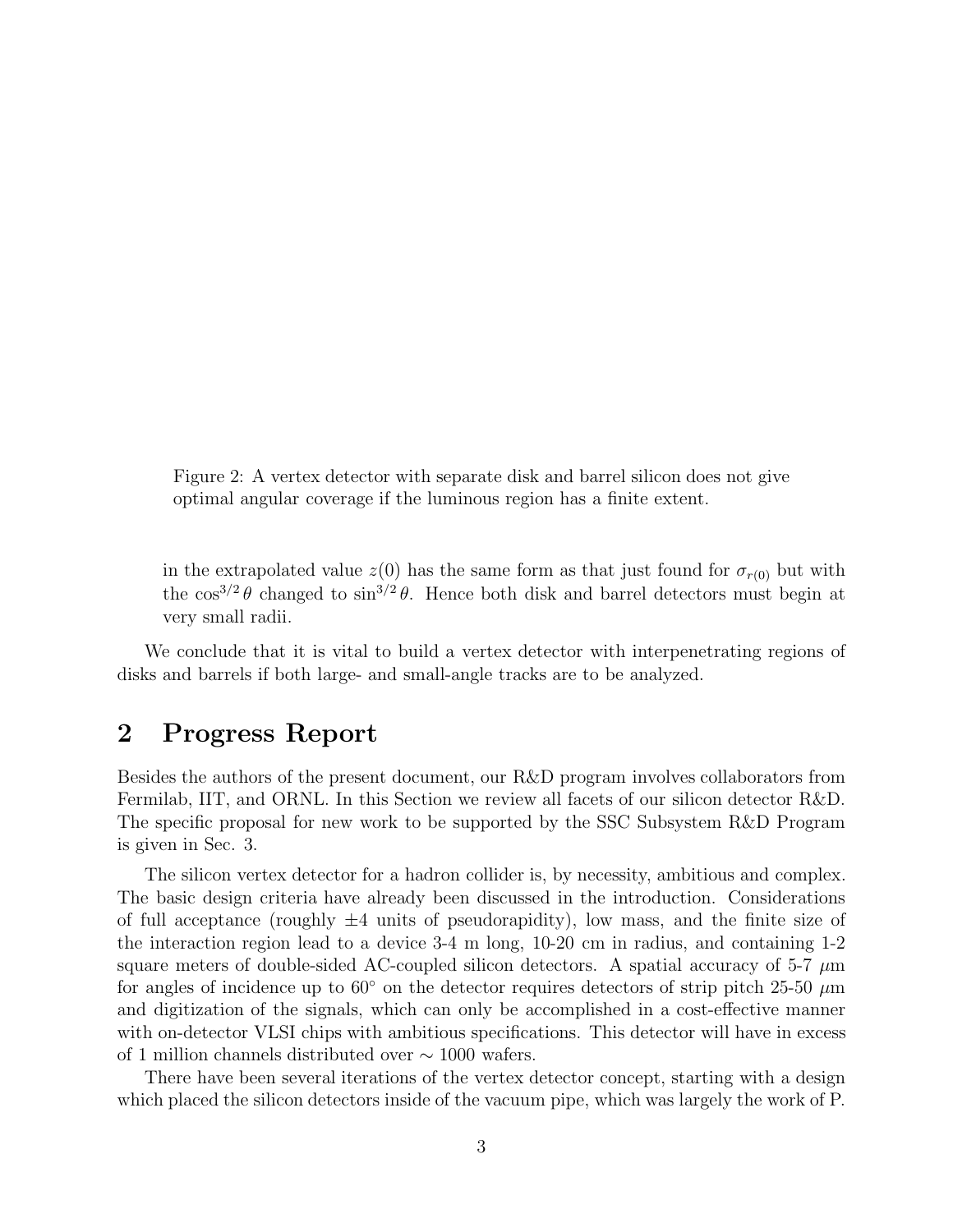Figure 2: A vertex detector with separate disk and barrel silicon does not give optimal angular coverage if the luminous region has a finite extent.

in the extrapolated value $z(0)$ has the same form as that just found for $\sigma_{r(0)}$ but with the $\cos^{3/2}\theta$ changed to $\sin^{3/2}\theta$. Hence both disk and barrel detectors must begin at very small radii.

We conclude that it is vital to build a vertex detector with interpenetrating regions of disks and barrels if both large- and small-angle tracks are to be analyzed.

# 2 Progress Report

Besides the authors of the present document, our R&D program involves collaborators from Fermilab, IIT, and ORNL. In this Section we review all facets of our silicon detector R&D. The specific proposal for new work to be supported by the SSC Subsystem R&D Program is given in Sec. 3.

The silicon vertex detector for a hadron collider is, by necessity, ambitious and complex. The basic design criteria have already been discussed in the introduction. Considerations of full acceptance (roughly $\pm 4$ units of pseudorapidity), low mass, and the finite size of the interaction region lead to a device 3-4 m long, 10-20 cm in radius, and containing 1-2 square meters of double-sided AC-coupled silicon detectors. A spatial accuracy of 5-7 $\mu$m for angles of incidence up to $60^\circ$ on the detector requires detectors of strip pitch 25-50 $\mu$m and digitization of the signals, which can only be accomplished in a cost-effective manner with on-detector VLSI chips with ambitious specifications. This detector will have in excess of 1 million channels distributed over $\sim 1000$ wafers.

There have been several iterations of the vertex detector concept, starting with a design which placed the silicon detectors inside of the vacuum pipe, which was largely the work of P.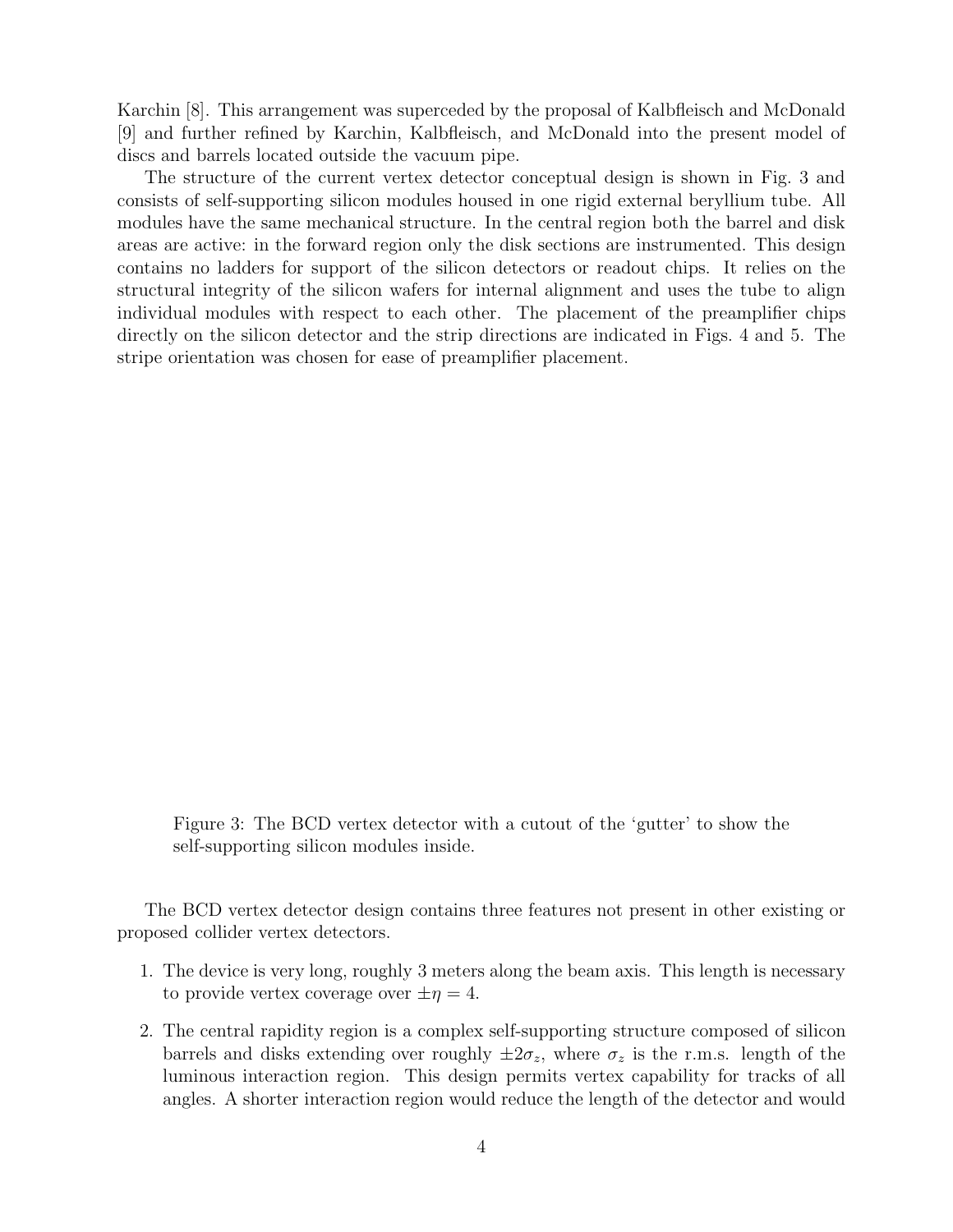Karchin [8]. This arrangement was superceded by the proposal of Kalbfleisch and McDonald [9] and further refined by Karchin, Kalbfleisch, and McDonald into the present model of discs and barrels located outside the vacuum pipe.

The structure of the current vertex detector conceptual design is shown in Fig. 3 and consists of self-supporting silicon modules housed in one rigid external beryllium tube. All modules have the same mechanical structure. In the central region both the barrel and disk areas are active: in the forward region only the disk sections are instrumented. This design contains no ladders for support of the silicon detectors or readout chips. It relies on the structural integrity of the silicon wafers for internal alignment and uses the tube to align individual modules with respect to each other. The placement of the preamplifier chips directly on the silicon detector and the strip directions are indicated in Figs. 4 and 5. The stripe orientation was chosen for ease of preamplifier placement.

Figure 3: The BCD vertex detector with a cutout of the 'gutter' to show the self-supporting silicon modules inside.

The BCD vertex detector design contains three features not present in other existing or proposed collider vertex detectors.

1. The device is very long, roughly 3 meters along the beam axis. This length is necessary to provide vertex coverage over $\pm\eta = 4$.
2. The central rapidity region is a complex self-supporting structure composed of silicon barrels and disks extending over roughly $\pm 2\sigma_z$, where $\sigma_z$ is the r.m.s. length of the luminous interaction region. This design permits vertex capability for tracks of all angles. A shorter interaction region would reduce the length of the detector and would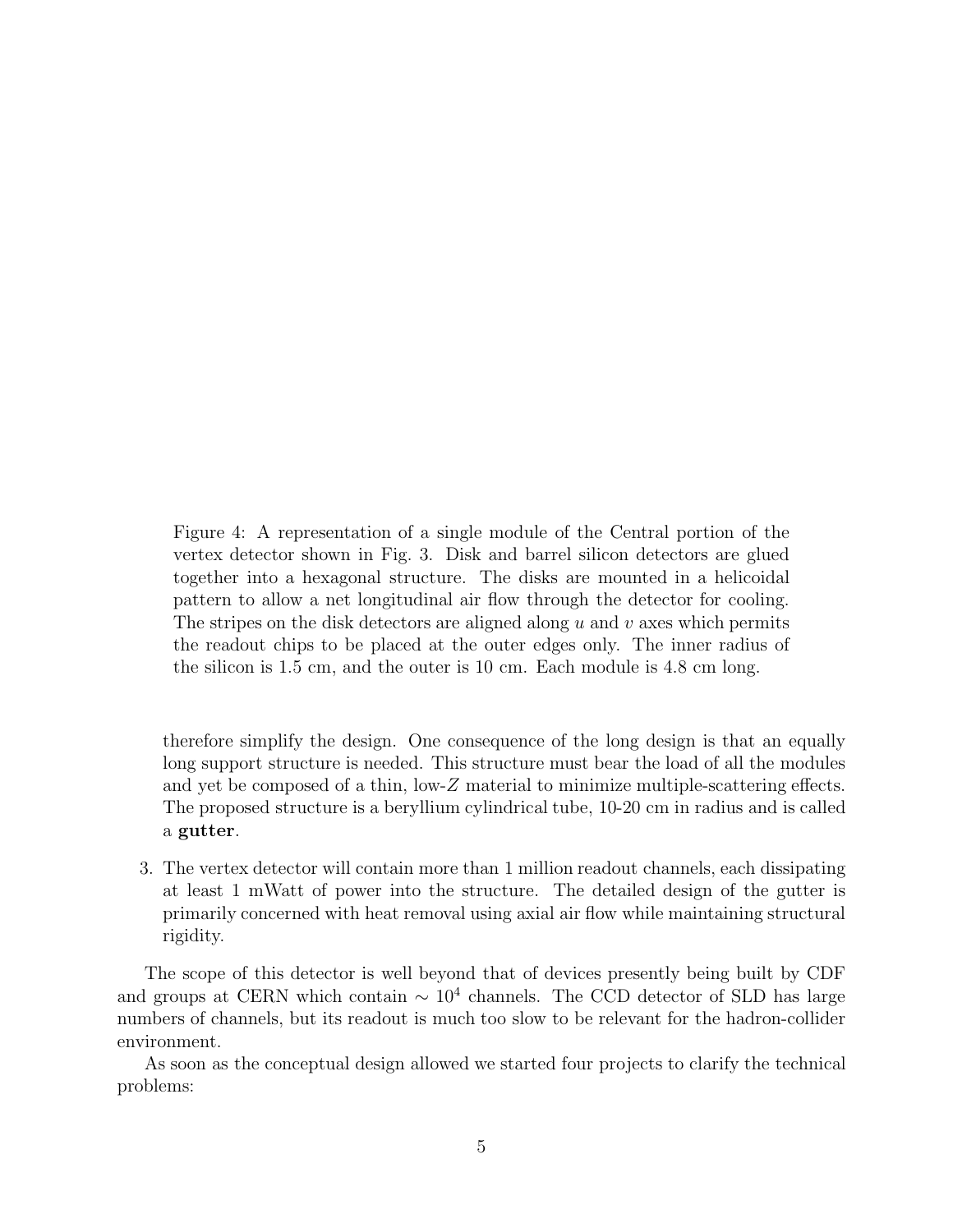Figure 4: A representation of a single module of the Central portion of the vertex detector shown in Fig. 3. Disk and barrel silicon detectors are glued together into a hexagonal structure. The disks are mounted in a helicoidal pattern to allow a net longitudinal air flow through the detector for cooling. The stripes on the disk detectors are aligned along $u$ and $v$ axes which permits the readout chips to be placed at the outer edges only. The inner radius of the silicon is 1.5 cm, and the outer is 10 cm. Each module is 4.8 cm long.

therefore simplify the design. One consequence of the long design is that an equally long support structure is needed. This structure must bear the load of all the modules and yet be composed of a thin, low-$Z$ material to minimize multiple-scattering effects. The proposed structure is a beryllium cylindrical tube, 10-20 cm in radius and is called a **gutter**.

3. The vertex detector will contain more than 1 million readout channels, each dissipating at least 1 mWatt of power into the structure. The detailed design of the gutter is primarily concerned with heat removal using axial air flow while maintaining structural rigidity.

The scope of this detector is well beyond that of devices presently being built by CDF and groups at CERN which contain $\sim 10^4$ channels. The CCD detector of SLD has large numbers of channels, but its readout is much too slow to be relevant for the hadron-collider environment.

As soon as the conceptual design allowed we started four projects to clarify the technical problems: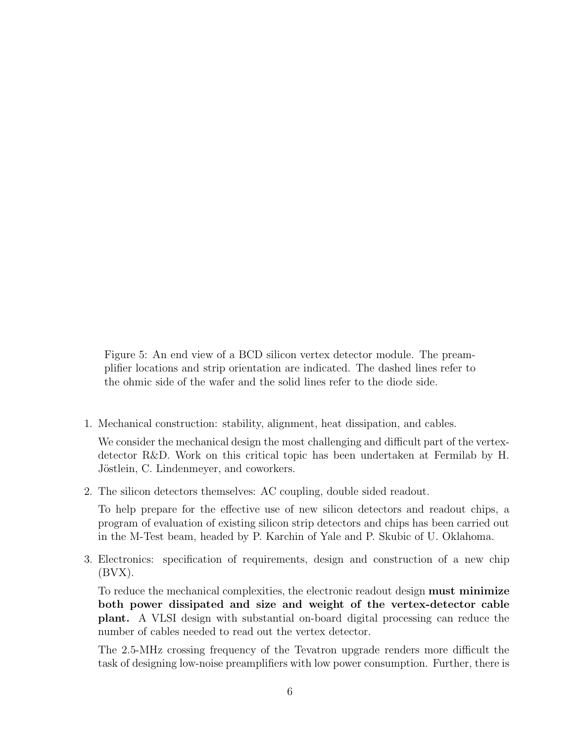Figure 5: An end view of a BCD silicon vertex detector module. The preamplifier locations and strip orientation are indicated. The dashed lines refer to the ohmic side of the wafer and the solid lines refer to the diode side.

1. Mechanical construction: stability, alignment, heat dissipation, and cables.

   We consider the mechanical design the most challenging and difficult part of the vertex-detector R&D. Work on this critical topic has been undertaken at Fermilab by H. Jöstlein, C. Lindenmeyer, and coworkers.

2. The silicon detectors themselves: AC coupling, double sided readout.

   To help prepare for the effective use of new silicon detectors and readout chips, a program of evaluation of existing silicon strip detectors and chips has been carried out in the M-Test beam, headed by P. Karchin of Yale and P. Skubic of U. Oklahoma.

3. Electronics: specification of requirements, design and construction of a new chip (BVX).

   To reduce the mechanical complexities, the electronic readout design **must minimize both power dissipated and size and weight of the vertex-detector cable plant.** A VLSI design with substantial on-board digital processing can reduce the number of cables needed to read out the vertex detector.

   The 2.5-MHz crossing frequency of the Tevatron upgrade renders more difficult the task of designing low-noise preamplifiers with low power consumption. Further, there is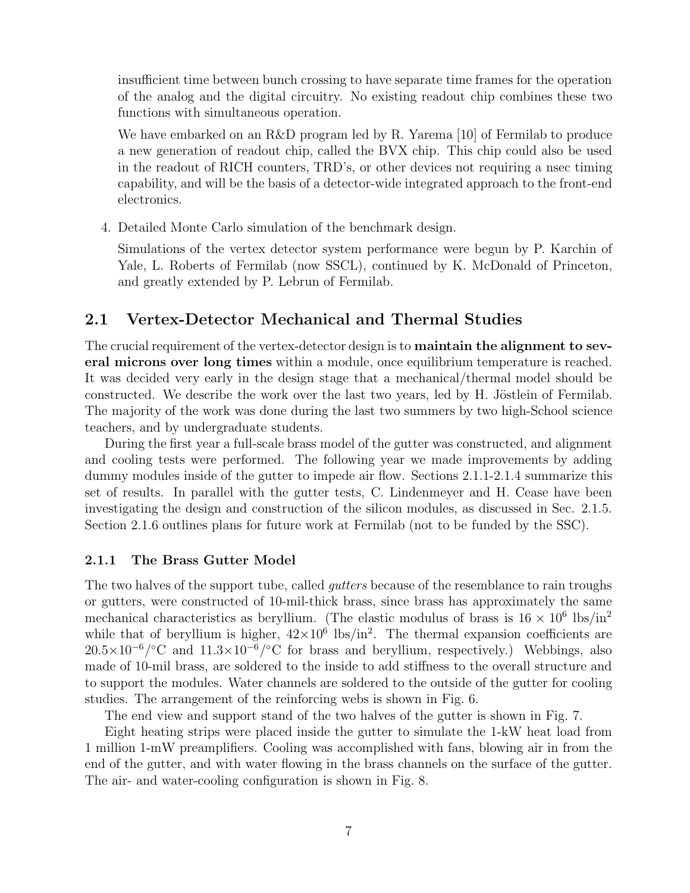insufficient time between bunch crossing to have separate time frames for the operation of the analog and the digital circuitry. No existing readout chip combines these two functions with simultaneous operation.

We have embarked on an R&D program led by R. Yarema [10] of Fermilab to produce a new generation of readout chip, called the BVX chip. This chip could also be used in the readout of RICH counters, TRD's, or other devices not requiring a nsec timing capability, and will be the basis of a detector-wide integrated approach to the front-end electronics.

4. Detailed Monte Carlo simulation of the benchmark design.

   Simulations of the vertex detector system performance were begun by P. Karchin of Yale, L. Roberts of Fermilab (now SSCL), continued by K. McDonald of Princeton, and greatly extended by P. Lebrun of Fermilab.

## 2.1 Vertex-Detector Mechanical and Thermal Studies

The crucial requirement of the vertex-detector design is to **maintain the alignment to several microns over long times** within a module, once equilibrium temperature is reached. It was decided very early in the design stage that a mechanical/thermal model should be constructed. We describe the work over the last two years, led by H. Jöstlein of Fermilab. The majority of the work was done during the last two summers by two high-School science teachers, and by undergraduate students.

During the first year a full-scale brass model of the gutter was constructed, and alignment and cooling tests were performed. The following year we made improvements by adding dummy modules inside of the gutter to impede air flow. Sections 2.1.1-2.1.4 summarize this set of results. In parallel with the gutter tests, C. Lindenmeyer and H. Cease have been investigating the design and construction of the silicon modules, as discussed in Sec. 2.1.5. Section 2.1.6 outlines plans for future work at Fermilab (not to be funded by the SSC).

### 2.1.1 The Brass Gutter Model

The two halves of the support tube, called *gutters* because of the resemblance to rain troughs or gutters, were constructed of 10-mil-thick brass, since brass has approximately the same mechanical characteristics as beryllium. (The elastic modulus of brass is $16 \times 10^6$ lbs/in$^2$ while that of beryllium is higher, $42 \times 10^6$ lbs/in$^2$. The thermal expansion coefficients are $20.5 \times 10^{-6}/^\circ$C and $11.3 \times 10^{-6}/^\circ$C for brass and beryllium, respectively.) Webbings, also made of 10-mil brass, are soldered to the inside to add stiffness to the overall structure and to support the modules. Water channels are soldered to the outside of the gutter for cooling studies. The arrangement of the reinforcing webs is shown in Fig. 6.

The end view and support stand of the two halves of the gutter is shown in Fig. 7.

Eight heating strips were placed inside the gutter to simulate the 1-kW heat load from 1 million 1-mW preamplifiers. Cooling was accomplished with fans, blowing air in from the end of the gutter, and with water flowing in the brass channels on the surface of the gutter. The air- and water-cooling configuration is shown in Fig. 8.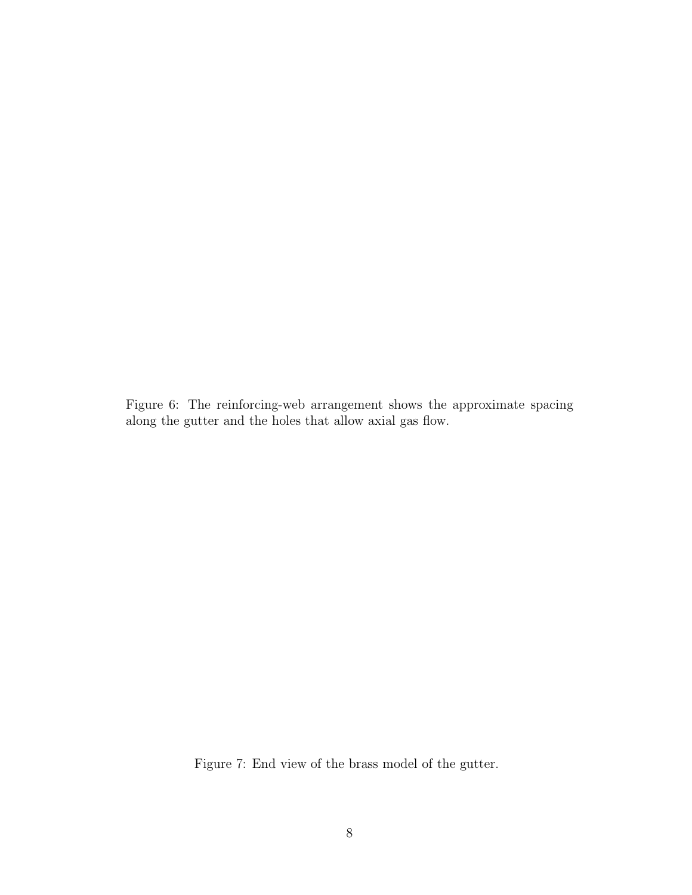Figure 6: The reinforcing-web arrangement shows the approximate spacing along the gutter and the holes that allow axial gas flow.

Figure 7: End view of the brass model of the gutter.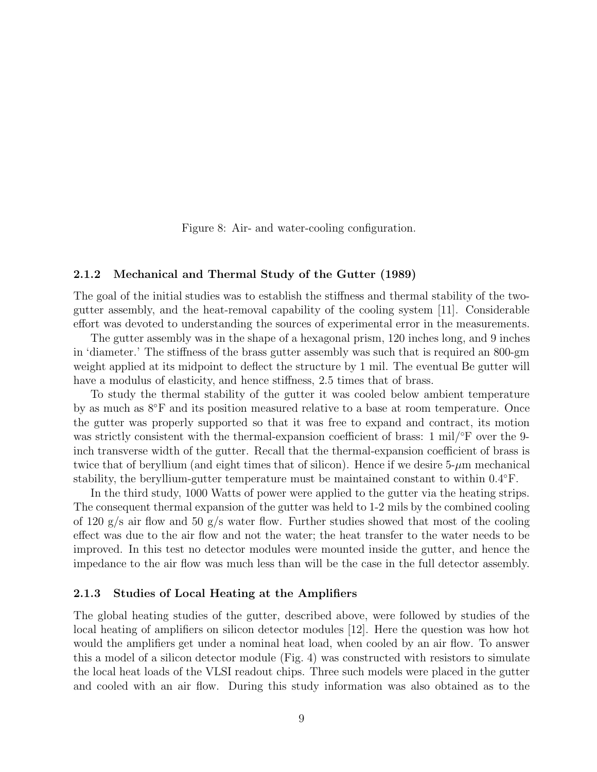Figure 8: Air- and water-cooling configuration.

### 2.1.2 Mechanical and Thermal Study of the Gutter (1989)

The goal of the initial studies was to establish the stiffness and thermal stability of the two-gutter assembly, and the heat-removal capability of the cooling system [11]. Considerable effort was devoted to understanding the sources of experimental error in the measurements.

The gutter assembly was in the shape of a hexagonal prism, 120 inches long, and 9 inches in 'diameter.' The stiffness of the brass gutter assembly was such that is required an 800-gm weight applied at its midpoint to deflect the structure by 1 mil. The eventual Be gutter will have a modulus of elasticity, and hence stiffness, 2.5 times that of brass.

To study the thermal stability of the gutter it was cooled below ambient temperature by as much as 8°F and its position measured relative to a base at room temperature. Once the gutter was properly supported so that it was free to expand and contract, its motion was strictly consistent with the thermal-expansion coefficient of brass: 1 mil/°F over the 9-inch transverse width of the gutter. Recall that the thermal-expansion coefficient of brass is twice that of beryllium (and eight times that of silicon). Hence if we desire 5-$\mu$m mechanical stability, the beryllium-gutter temperature must be maintained constant to within 0.4°F.

In the third study, 1000 Watts of power were applied to the gutter via the heating strips. The consequent thermal expansion of the gutter was held to 1-2 mils by the combined cooling of 120 g/s air flow and 50 g/s water flow. Further studies showed that most of the cooling effect was due to the air flow and not the water; the heat transfer to the water needs to be improved. In this test no detector modules were mounted inside the gutter, and hence the impedance to the air flow was much less than will be the case in the full detector assembly.

### 2.1.3 Studies of Local Heating at the Amplifiers

The global heating studies of the gutter, described above, were followed by studies of the local heating of amplifiers on silicon detector modules [12]. Here the question was how hot would the amplifiers get under a nominal heat load, when cooled by an air flow. To answer this a model of a silicon detector module (Fig. 4) was constructed with resistors to simulate the local heat loads of the VLSI readout chips. Three such models were placed in the gutter and cooled with an air flow. During this study information was also obtained as to the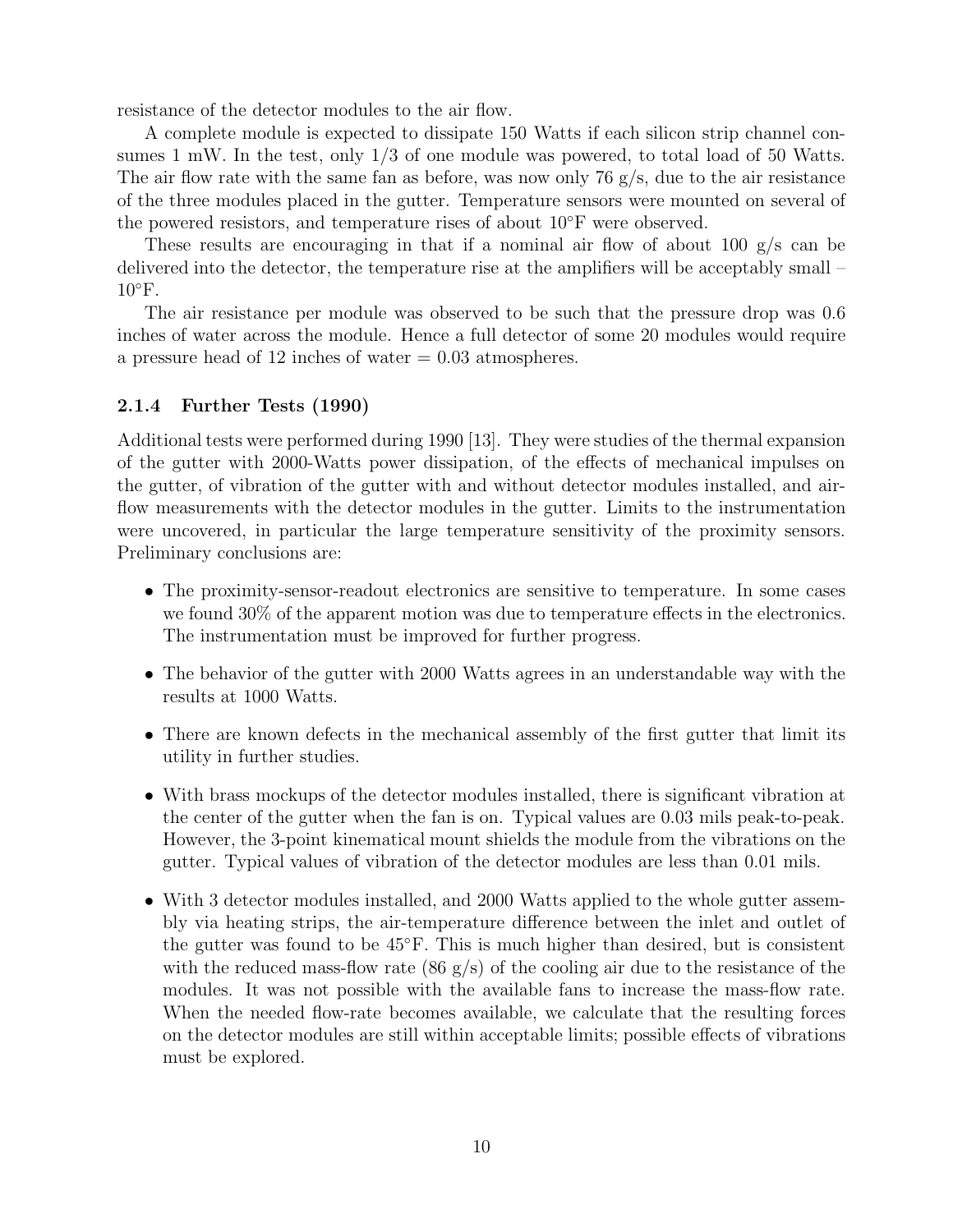resistance of the detector modules to the air flow.

A complete module is expected to dissipate 150 Watts if each silicon strip channel consumes 1 mW. In the test, only 1/3 of one module was powered, to total load of 50 Watts. The air flow rate with the same fan as before, was now only 76 g/s, due to the air resistance of the three modules placed in the gutter. Temperature sensors were mounted on several of the powered resistors, and temperature rises of about 10°F were observed.

These results are encouraging in that if a nominal air flow of about 100 g/s can be delivered into the detector, the temperature rise at the amplifiers will be acceptably small – 10°F.

The air resistance per module was observed to be such that the pressure drop was 0.6 inches of water across the module. Hence a full detector of some 20 modules would require a pressure head of 12 inches of water = 0.03 atmospheres.

### 2.1.4 Further Tests (1990)

Additional tests were performed during 1990 [13]. They were studies of the thermal expansion of the gutter with 2000-Watts power dissipation, of the effects of mechanical impulses on the gutter, of vibration of the gutter with and without detector modules installed, and air-flow measurements with the detector modules in the gutter. Limits to the instrumentation were uncovered, in particular the large temperature sensitivity of the proximity sensors. Preliminary conclusions are:

- The proximity-sensor-readout electronics are sensitive to temperature. In some cases we found 30% of the apparent motion was due to temperature effects in the electronics. The instrumentation must be improved for further progress.
- The behavior of the gutter with 2000 Watts agrees in an understandable way with the results at 1000 Watts.
- There are known defects in the mechanical assembly of the first gutter that limit its utility in further studies.
- With brass mockups of the detector modules installed, there is significant vibration at the center of the gutter when the fan is on. Typical values are 0.03 mils peak-to-peak. However, the 3-point kinematical mount shields the module from the vibrations on the gutter. Typical values of vibration of the detector modules are less than 0.01 mils.
- With 3 detector modules installed, and 2000 Watts applied to the whole gutter assembly via heating strips, the air-temperature difference between the inlet and outlet of the gutter was found to be 45°F. This is much higher than desired, but is consistent with the reduced mass-flow rate (86 g/s) of the cooling air due to the resistance of the modules. It was not possible with the available fans to increase the mass-flow rate. When the needed flow-rate becomes available, we calculate that the resulting forces on the detector modules are still within acceptable limits; possible effects of vibrations must be explored.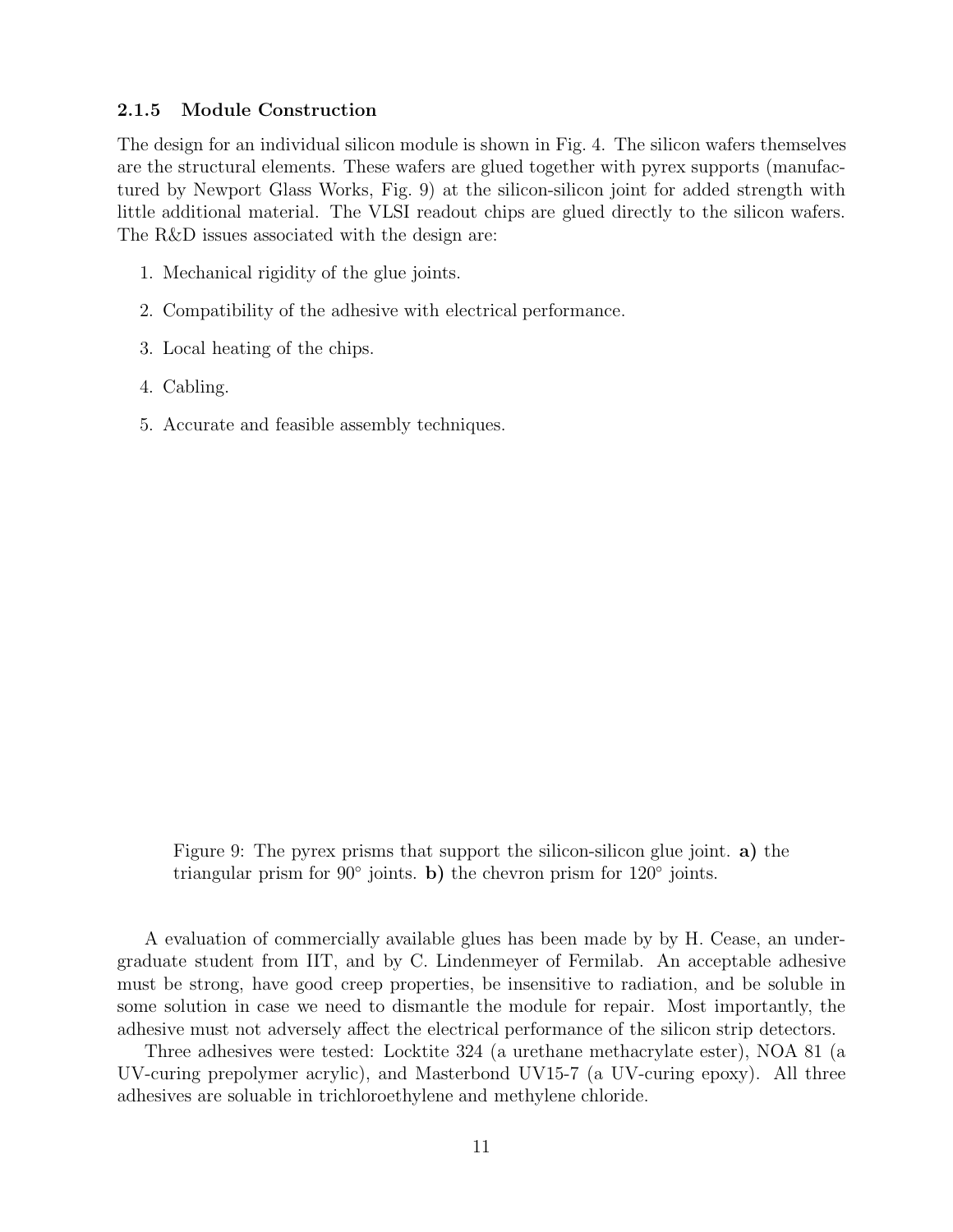### 2.1.5 Module Construction

The design for an individual silicon module is shown in Fig. 4. The silicon wafers themselves are the structural elements. These wafers are glued together with pyrex supports (manufactured by Newport Glass Works, Fig. 9) at the silicon-silicon joint for added strength with little additional material. The VLSI readout chips are glued directly to the silicon wafers. The R&D issues associated with the design are:

1. Mechanical rigidity of the glue joints.
2. Compatibility of the adhesive with electrical performance.
3. Local heating of the chips.
4. Cabling.
5. Accurate and feasible assembly techniques.

Figure 9: The pyrex prisms that support the silicon-silicon glue joint. **a)** the triangular prism for 90° joints. **b)** the chevron prism for 120° joints.

A evaluation of commercially available glues has been made by by H. Cease, an undergraduate student from IIT, and by C. Lindenmeyer of Fermilab. An acceptable adhesive must be strong, have good creep properties, be insensitive to radiation, and be soluble in some solution in case we need to dismantle the module for repair. Most importantly, the adhesive must not adversely affect the electrical performance of the silicon strip detectors.

Three adhesives were tested: Locktite 324 (a urethane methacrylate ester), NOA 81 (a UV-curing prepolymer acrylic), and Masterbond UV15-7 (a UV-curing epoxy). All three adhesives are soluable in trichloroethylene and methylene chloride.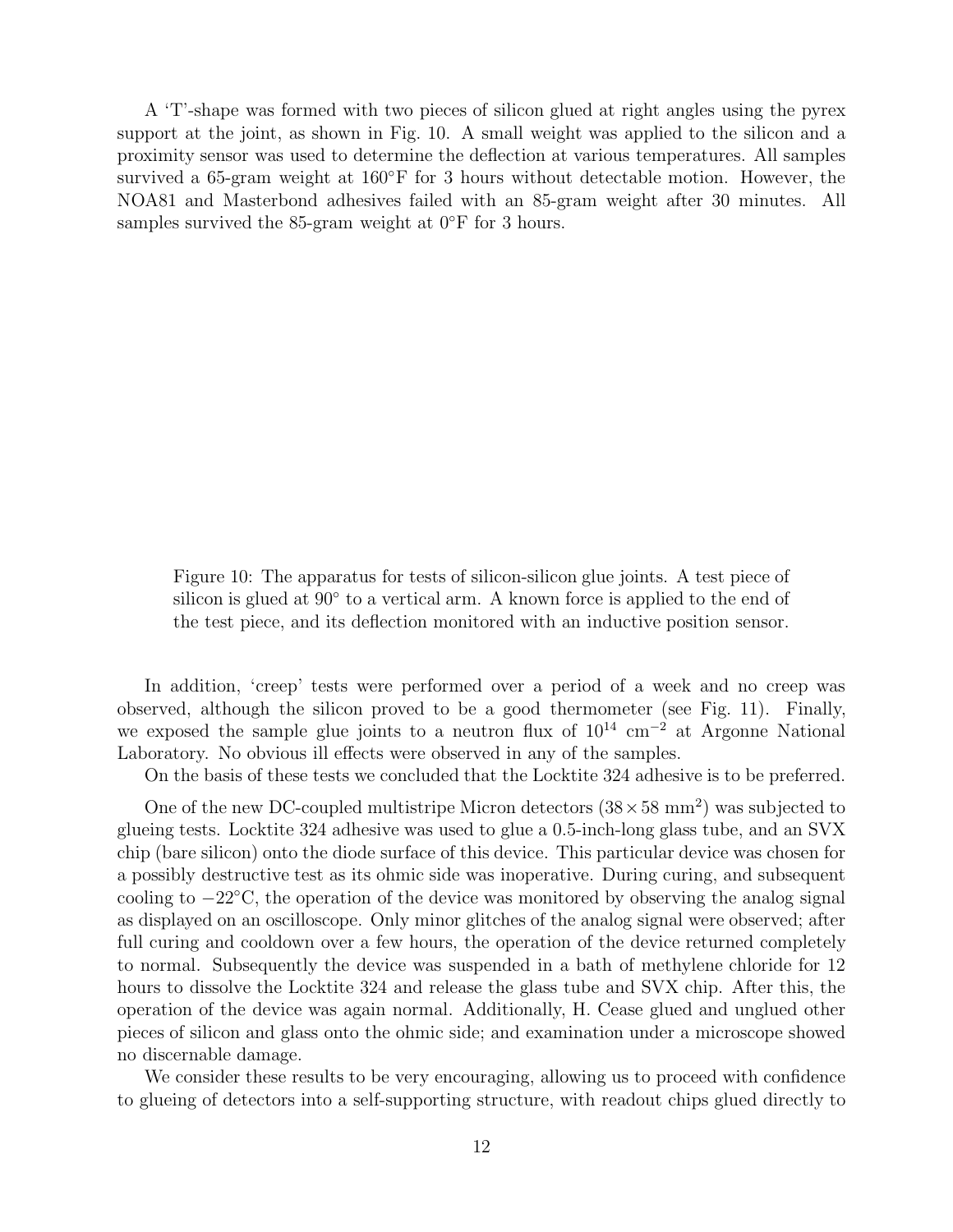A 'T'-shape was formed with two pieces of silicon glued at right angles using the pyrex support at the joint, as shown in Fig. 10. A small weight was applied to the silicon and a proximity sensor was used to determine the deflection at various temperatures. All samples survived a 65-gram weight at 160°F for 3 hours without detectable motion. However, the NOA81 and Masterbond adhesives failed with an 85-gram weight after 30 minutes. All samples survived the 85-gram weight at 0°F for 3 hours.

Figure 10: The apparatus for tests of silicon-silicon glue joints. A test piece of silicon is glued at 90° to a vertical arm. A known force is applied to the end of the test piece, and its deflection monitored with an inductive position sensor.

In addition, 'creep' tests were performed over a period of a week and no creep was observed, although the silicon proved to be a good thermometer (see Fig. 11). Finally, we exposed the sample glue joints to a neutron flux of $10^{14}$ cm$^{-2}$ at Argonne National Laboratory. No obvious ill effects were observed in any of the samples.

On the basis of these tests we concluded that the Locktite 324 adhesive is to be preferred.

One of the new DC-coupled multistripe Micron detectors ($38 \times 58$ mm$^2$) was subjected to glueing tests. Locktite 324 adhesive was used to glue a 0.5-inch-long glass tube, and an SVX chip (bare silicon) onto the diode surface of this device. This particular device was chosen for a possibly destructive test as its ohmic side was inoperative. During curing, and subsequent cooling to $-22$°C, the operation of the device was monitored by observing the analog signal as displayed on an oscilloscope. Only minor glitches of the analog signal were observed; after full curing and cooldown over a few hours, the operation of the device returned completely to normal. Subsequently the device was suspended in a bath of methylene chloride for 12 hours to dissolve the Locktite 324 and release the glass tube and SVX chip. After this, the operation of the device was again normal. Additionally, H. Cease glued and unglued other pieces of silicon and glass onto the ohmic side; and examination under a microscope showed no discernable damage.

We consider these results to be very encouraging, allowing us to proceed with confidence to glueing of detectors into a self-supporting structure, with readout chips glued directly to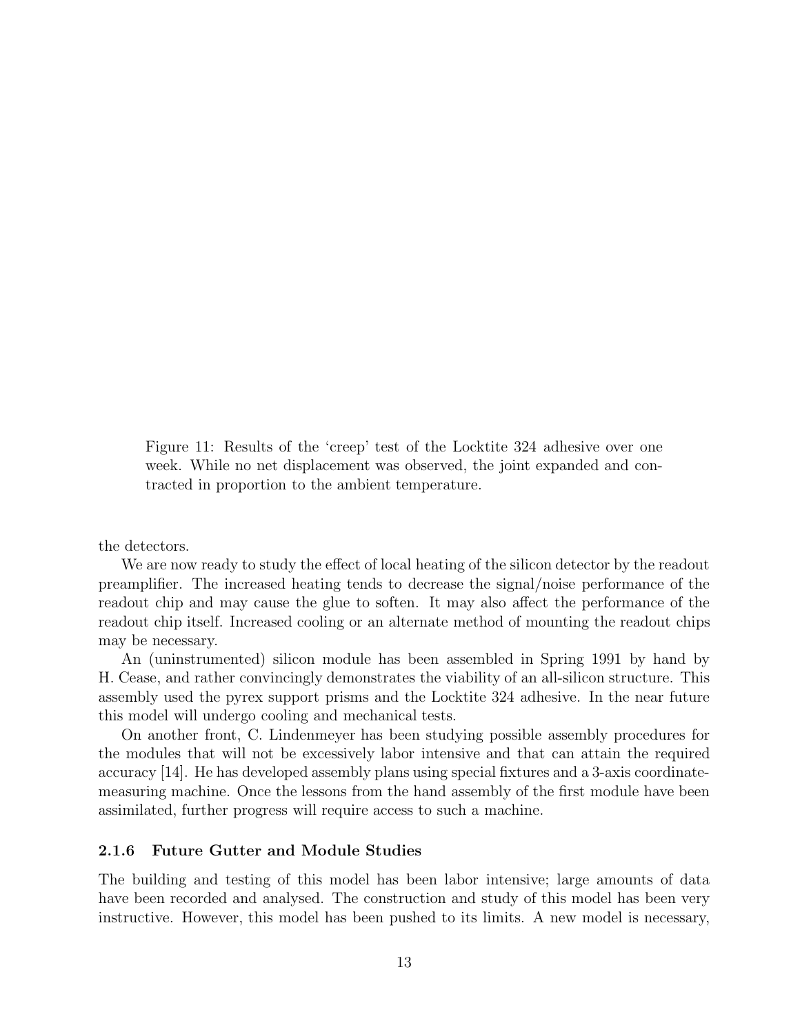Figure 11: Results of the 'creep' test of the Locktite 324 adhesive over one week. While no net displacement was observed, the joint expanded and contracted in proportion to the ambient temperature.

the detectors.

We are now ready to study the effect of local heating of the silicon detector by the readout preamplifier. The increased heating tends to decrease the signal/noise performance of the readout chip and may cause the glue to soften. It may also affect the performance of the readout chip itself. Increased cooling or an alternate method of mounting the readout chips may be necessary.

An (uninstrumented) silicon module has been assembled in Spring 1991 by hand by H. Cease, and rather convincingly demonstrates the viability of an all-silicon structure. This assembly used the pyrex support prisms and the Locktite 324 adhesive. In the near future this model will undergo cooling and mechanical tests.

On another front, C. Lindenmeyer has been studying possible assembly procedures for the modules that will not be excessively labor intensive and that can attain the required accuracy [14]. He has developed assembly plans using special fixtures and a 3-axis coordinate-measuring machine. Once the lessons from the hand assembly of the first module have been assimilated, further progress will require access to such a machine.

#### 2.1.6 Future Gutter and Module Studies

The building and testing of this model has been labor intensive; large amounts of data have been recorded and analysed. The construction and study of this model has been very instructive. However, this model has been pushed to its limits. A new model is necessary,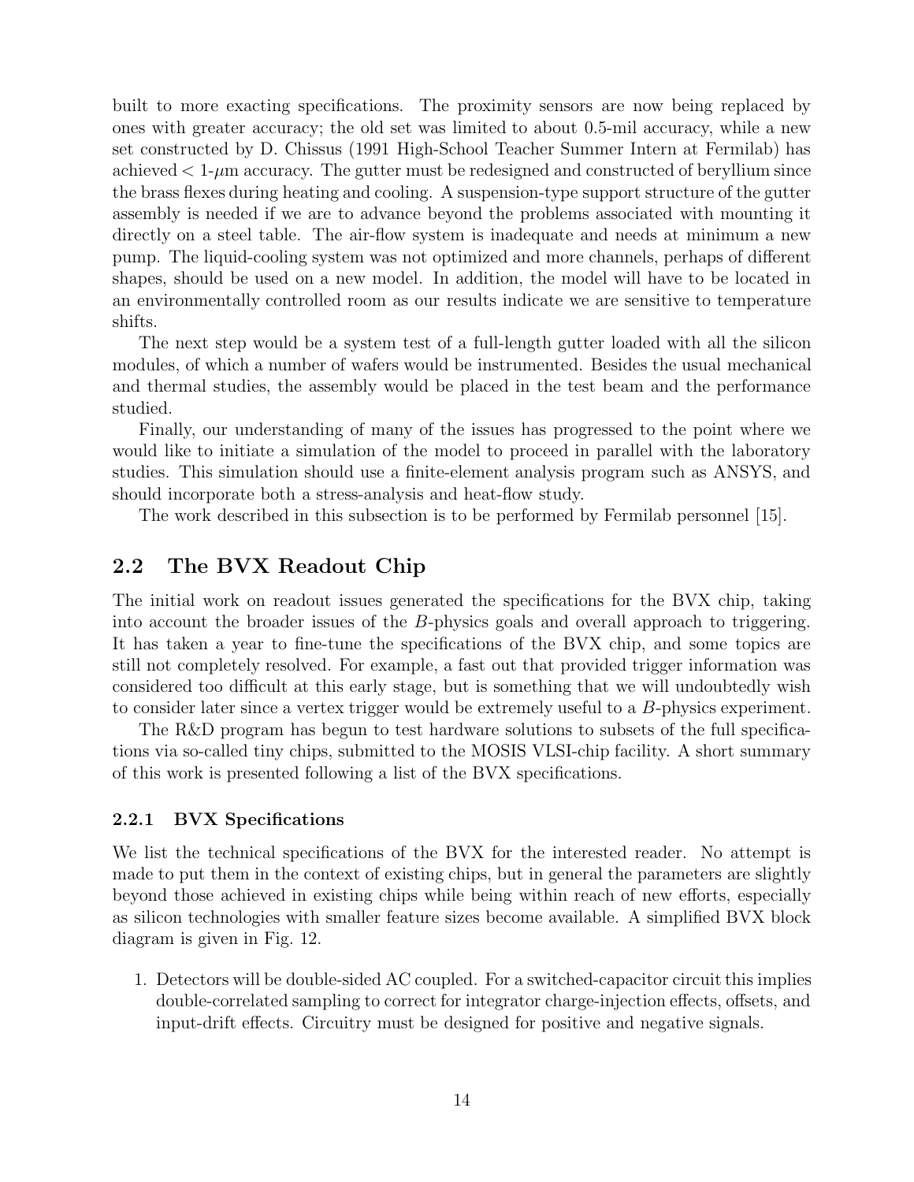built to more exacting specifications. The proximity sensors are now being replaced by ones with greater accuracy; the old set was limited to about 0.5-mil accuracy, while a new set constructed by D. Chissus (1991 High-School Teacher Summer Intern at Fermilab) has achieved $< 1$-$\mu$m accuracy. The gutter must be redesigned and constructed of beryllium since the brass flexes during heating and cooling. A suspension-type support structure of the gutter assembly is needed if we are to advance beyond the problems associated with mounting it directly on a steel table. The air-flow system is inadequate and needs at minimum a new pump. The liquid-cooling system was not optimized and more channels, perhaps of different shapes, should be used on a new model. In addition, the model will have to be located in an environmentally controlled room as our results indicate we are sensitive to temperature shifts.

The next step would be a system test of a full-length gutter loaded with all the silicon modules, of which a number of wafers would be instrumented. Besides the usual mechanical and thermal studies, the assembly would be placed in the test beam and the performance studied.

Finally, our understanding of many of the issues has progressed to the point where we would like to initiate a simulation of the model to proceed in parallel with the laboratory studies. This simulation should use a finite-element analysis program such as ANSYS, and should incorporate both a stress-analysis and heat-flow study.

The work described in this subsection is to be performed by Fermilab personnel [15].

## 2.2 The BVX Readout Chip

The initial work on readout issues generated the specifications for the BVX chip, taking into account the broader issues of the *B*-physics goals and overall approach to triggering. It has taken a year to fine-tune the specifications of the BVX chip, and some topics are still not completely resolved. For example, a fast out that provided trigger information was considered too difficult at this early stage, but is something that we will undoubtedly wish to consider later since a vertex trigger would be extremely useful to a *B*-physics experiment.

The R&D program has begun to test hardware solutions to subsets of the full specifications via so-called tiny chips, submitted to the MOSIS VLSI-chip facility. A short summary of this work is presented following a list of the BVX specifications.

### 2.2.1 BVX Specifications

We list the technical specifications of the BVX for the interested reader. No attempt is made to put them in the context of existing chips, but in general the parameters are slightly beyond those achieved in existing chips while being within reach of new efforts, especially as silicon technologies with smaller feature sizes become available. A simplified BVX block diagram is given in Fig. 12.

1. Detectors will be double-sided AC coupled. For a switched-capacitor circuit this implies double-correlated sampling to correct for integrator charge-injection effects, offsets, and input-drift effects. Circuitry must be designed for positive and negative signals.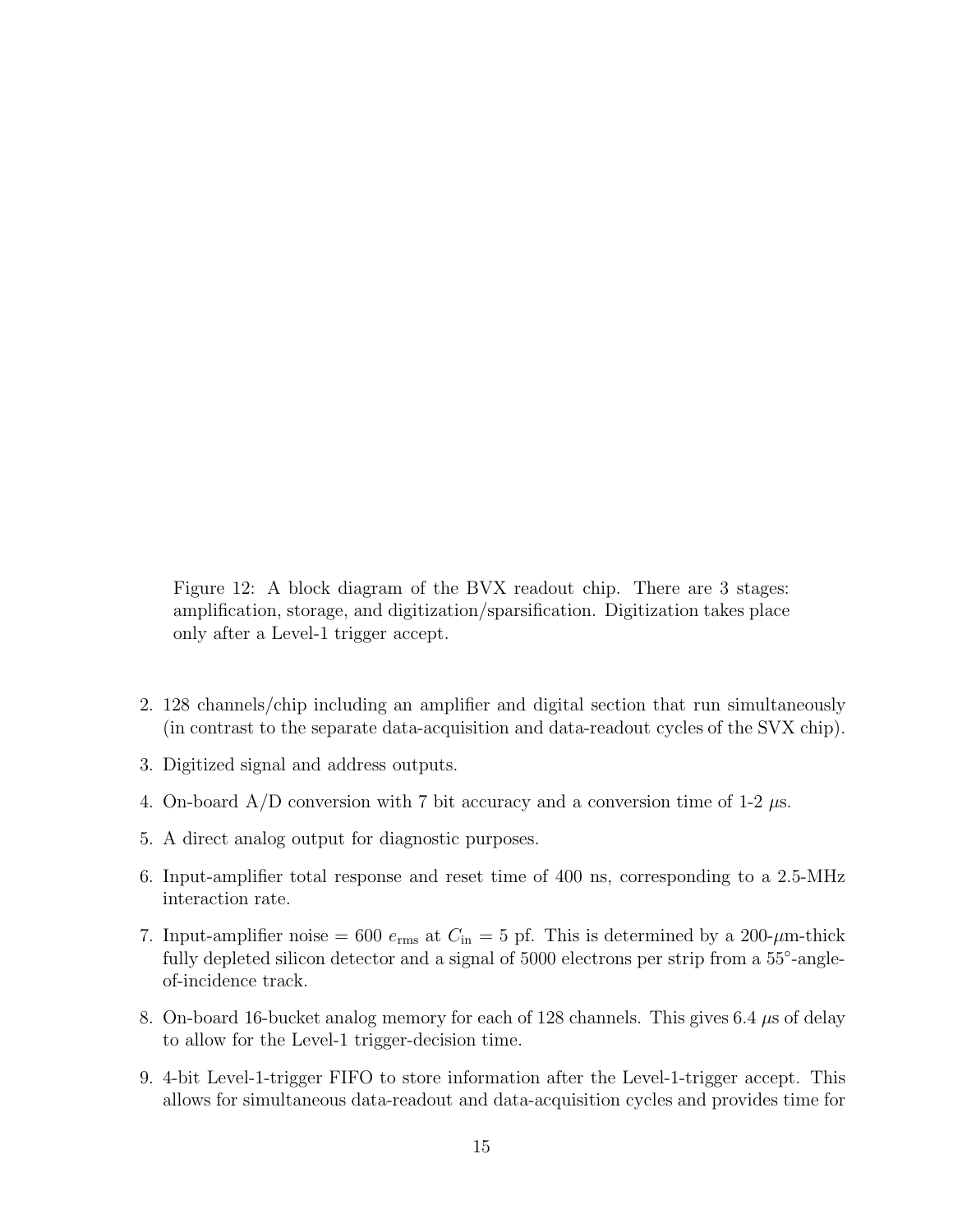Figure 12: A block diagram of the BVX readout chip. There are 3 stages: amplification, storage, and digitization/sparsification. Digitization takes place only after a Level-1 trigger accept.

2. 128 channels/chip including an amplifier and digital section that run simultaneously (in contrast to the separate data-acquisition and data-readout cycles of the SVX chip).
3. Digitized signal and address outputs.
4. On-board A/D conversion with 7 bit accuracy and a conversion time of 1-2 $\mu$s.
5. A direct analog output for diagnostic purposes.
6. Input-amplifier total response and reset time of 400 ns, corresponding to a 2.5-MHz interaction rate.
7. Input-amplifier noise = 600 $e_{\text{rms}}$ at $C_{\text{in}} = 5$ pf. This is determined by a 200-$\mu$m-thick fully depleted silicon detector and a signal of 5000 electrons per strip from a 55°-angle-of-incidence track.
8. On-board 16-bucket analog memory for each of 128 channels. This gives 6.4 $\mu$s of delay to allow for the Level-1 trigger-decision time.
9. 4-bit Level-1-trigger FIFO to store information after the Level-1-trigger accept. This allows for simultaneous data-readout and data-acquisition cycles and provides time for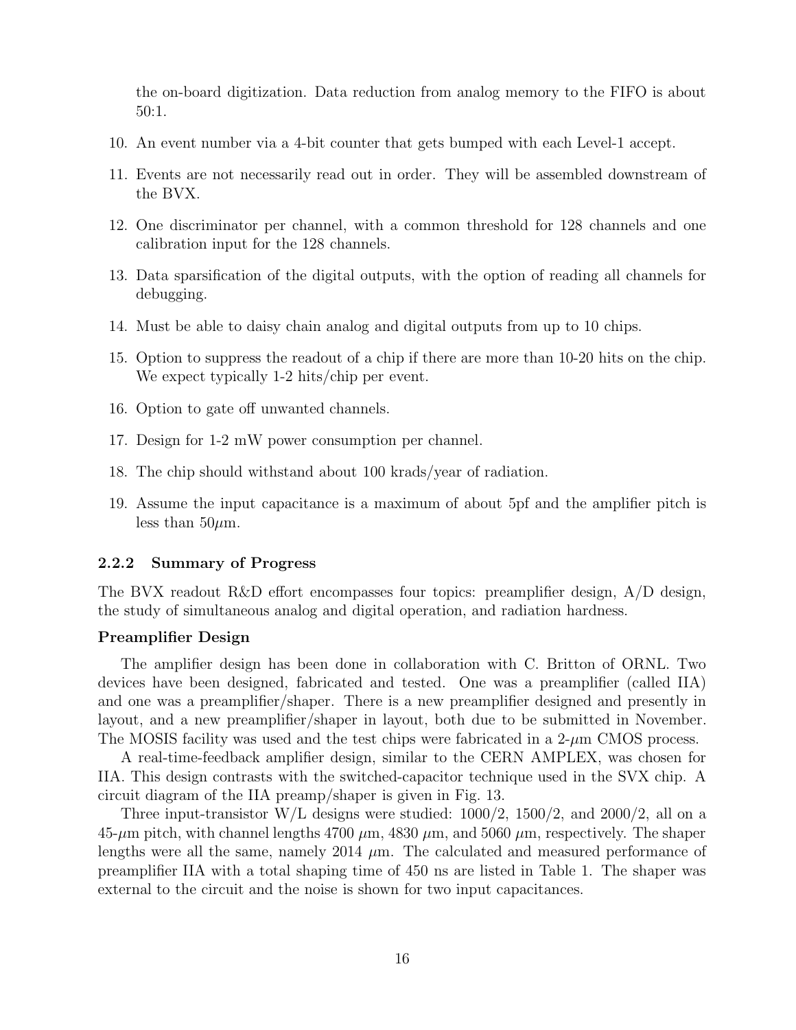the on-board digitization. Data reduction from analog memory to the FIFO is about 50:1.

10. An event number via a 4-bit counter that gets bumped with each Level-1 accept.
11. Events are not necessarily read out in order. They will be assembled downstream of the BVX.
12. One discriminator per channel, with a common threshold for 128 channels and one calibration input for the 128 channels.
13. Data sparsification of the digital outputs, with the option of reading all channels for debugging.
14. Must be able to daisy chain analog and digital outputs from up to 10 chips.
15. Option to suppress the readout of a chip if there are more than 10-20 hits on the chip. We expect typically 1-2 hits/chip per event.
16. Option to gate off unwanted channels.
17. Design for 1-2 mW power consumption per channel.
18. The chip should withstand about 100 krads/year of radiation.
19. Assume the input capacitance is a maximum of about 5pf and the amplifier pitch is less than 50$\mu$m.

### 2.2.2 Summary of Progress

The BVX readout R&D effort encompasses four topics: preamplifier design, A/D design, the study of simultaneous analog and digital operation, and radiation hardness.

**Preamplifier Design**

The amplifier design has been done in collaboration with C. Britton of ORNL. Two devices have been designed, fabricated and tested. One was a preamplifier (called IIA) and one was a preamplifier/shaper. There is a new preamplifier designed and presently in layout, and a new preamplifier/shaper in layout, both due to be submitted in November. The MOSIS facility was used and the test chips were fabricated in a 2-$\mu$m CMOS process.

A real-time-feedback amplifier design, similar to the CERN AMPLEX, was chosen for IIA. This design contrasts with the switched-capacitor technique used in the SVX chip. A circuit diagram of the IIA preamp/shaper is given in Fig. 13.

Three input-transistor W/L designs were studied: 1000/2, 1500/2, and 2000/2, all on a 45-$\mu$m pitch, with channel lengths 4700 $\mu$m, 4830 $\mu$m, and 5060 $\mu$m, respectively. The shaper lengths were all the same, namely 2014 $\mu$m. The calculated and measured performance of preamplifier IIA with a total shaping time of 450 ns are listed in Table 1. The shaper was external to the circuit and the noise is shown for two input capacitances.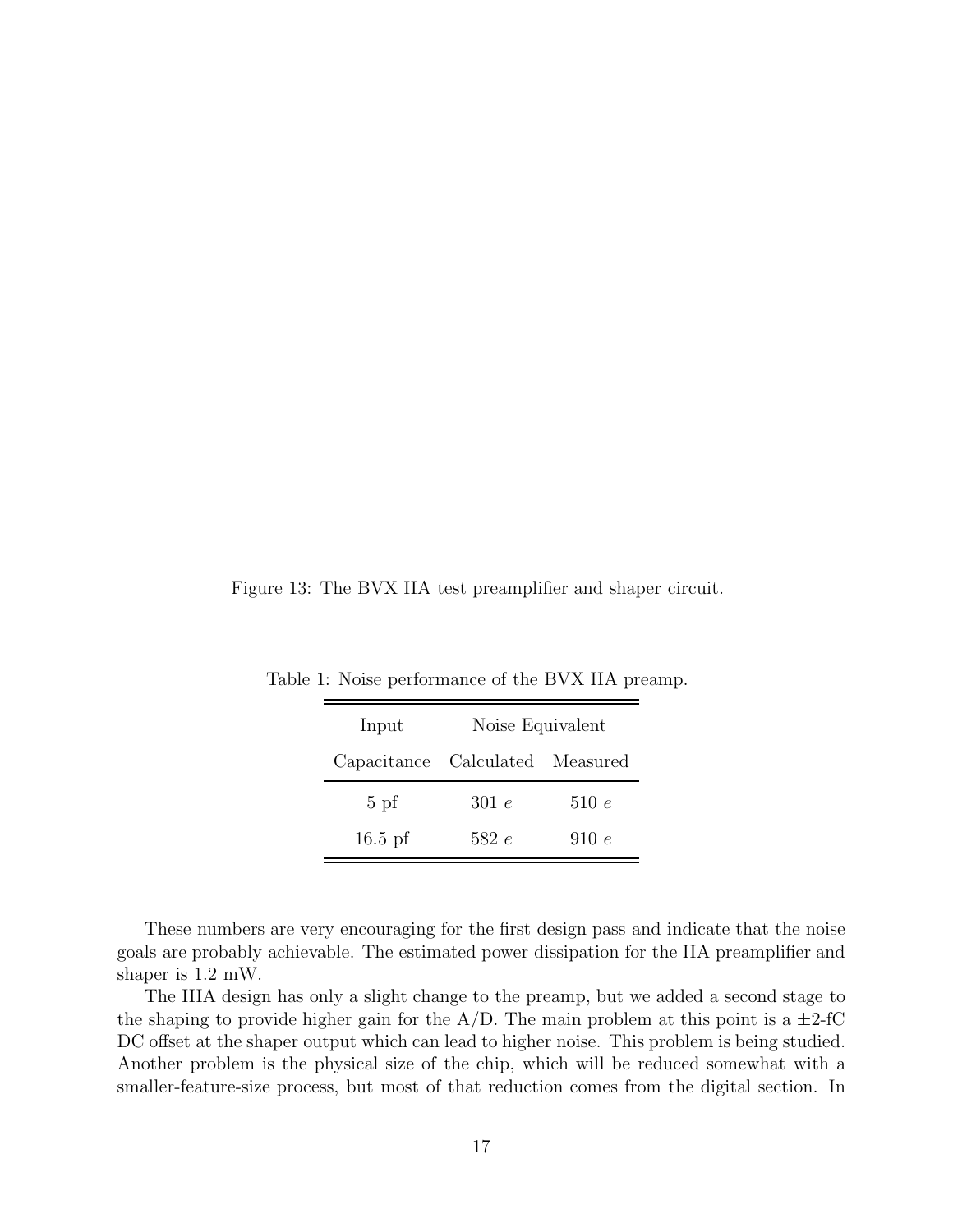Figure 13: The BVX IIA test preamplifier and shaper circuit.

Table 1: Noise performance of the BVX IIA preamp.

| Input | Noise Equivalent | |
|---|---|---|
| Capacitance | Calculated | Measured |
| 5 pf | 301 $e$ | 510 $e$ |
| 16.5 pf | 582 $e$ | 910 $e$ |

These numbers are very encouraging for the first design pass and indicate that the noise goals are probably achievable. The estimated power dissipation for the IIA preamplifier and shaper is 1.2 mW.

The IIIA design has only a slight change to the preamp, but we added a second stage to the shaping to provide higher gain for the A/D. The main problem at this point is a $\pm$2-fC DC offset at the shaper output which can lead to higher noise. This problem is being studied. Another problem is the physical size of the chip, which will be reduced somewhat with a smaller-feature-size process, but most of that reduction comes from the digital section. In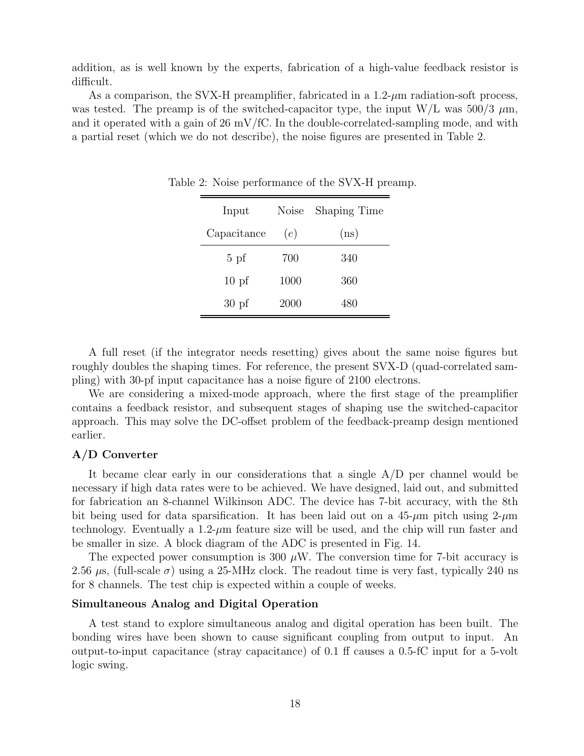addition, as is well known by the experts, fabrication of a high-value feedback resistor is difficult.

As a comparison, the SVX-H preamplifier, fabricated in a 1.2-$\mu$m radiation-soft process, was tested. The preamp is of the switched-capacitor type, the input W/L was 500/3 $\mu$m, and it operated with a gain of 26 mV/fC. In the double-correlated-sampling mode, and with a partial reset (which we do not describe), the noise figures are presented in Table 2.

Table 2: Noise performance of the SVX-H preamp.

| Input Capacitance | Noise ($e$) | Shaping Time (ns) |
|---|---|---|
| 5 pf | 700 | 340 |
| 10 pf | 1000 | 360 |
| 30 pf | 2000 | 480 |

A full reset (if the integrator needs resetting) gives about the same noise figures but roughly doubles the shaping times. For reference, the present SVX-D (quad-correlated sampling) with 30-pf input capacitance has a noise figure of 2100 electrons.

We are considering a mixed-mode approach, where the first stage of the preamplifier contains a feedback resistor, and subsequent stages of shaping use the switched-capacitor approach. This may solve the DC-offset problem of the feedback-preamp design mentioned earlier.

**A/D Converter**

It became clear early in our considerations that a single A/D per channel would be necessary if high data rates were to be achieved. We have designed, laid out, and submitted for fabrication an 8-channel Wilkinson ADC. The device has 7-bit accuracy, with the 8th bit being used for data sparsification. It has been laid out on a 45-$\mu$m pitch using 2-$\mu$m technology. Eventually a 1.2-$\mu$m feature size will be used, and the chip will run faster and be smaller in size. A block diagram of the ADC is presented in Fig. 14.

The expected power consumption is 300 $\mu$W. The conversion time for 7-bit accuracy is 2.56 $\mu$s, (full-scale $\sigma$) using a 25-MHz clock. The readout time is very fast, typically 240 ns for 8 channels. The test chip is expected within a couple of weeks.

**Simultaneous Analog and Digital Operation**

A test stand to explore simultaneous analog and digital operation has been built. The bonding wires have been shown to cause significant coupling from output to input. An output-to-input capacitance (stray capacitance) of 0.1 ff causes a 0.5-fC input for a 5-volt logic swing.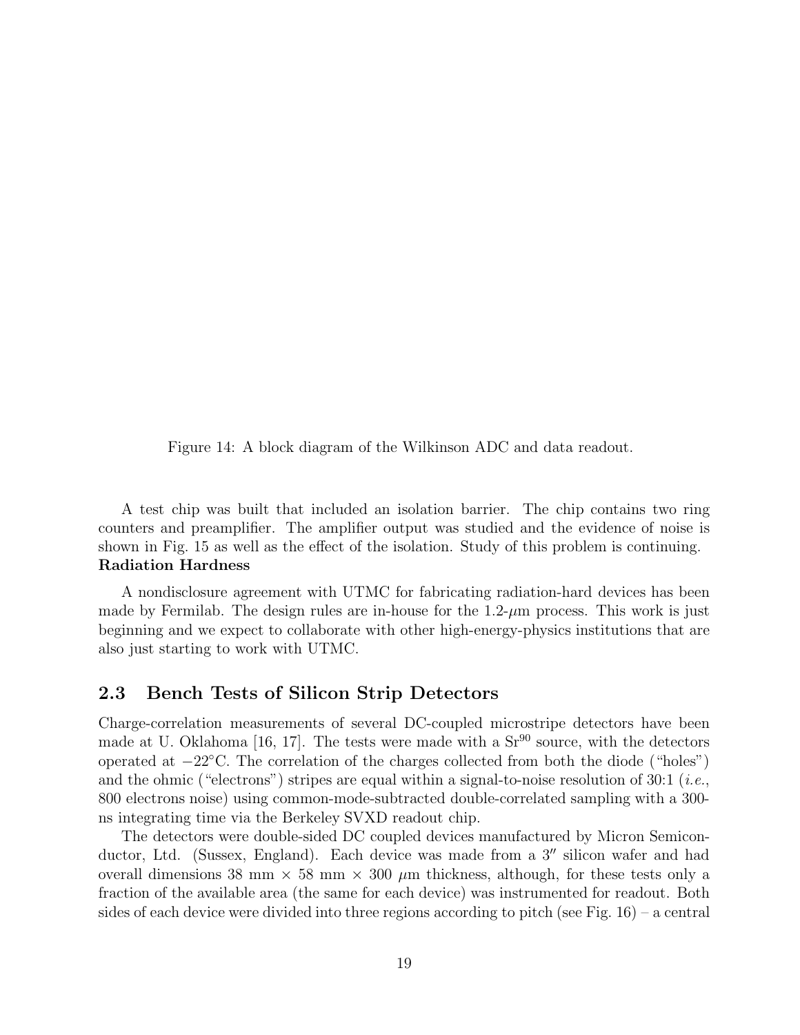Figure 14: A block diagram of the Wilkinson ADC and data readout.

A test chip was built that included an isolation barrier. The chip contains two ring counters and preamplifier. The amplifier output was studied and the evidence of noise is shown in Fig. 15 as well as the effect of the isolation. Study of this problem is continuing.

**Radiation Hardness**

A nondisclosure agreement with UTMC for fabricating radiation-hard devices has been made by Fermilab. The design rules are in-house for the 1.2-$\mu$m process. This work is just beginning and we expect to collaborate with other high-energy-physics institutions that are also just starting to work with UTMC.

## 2.3 Bench Tests of Silicon Strip Detectors

Charge-correlation measurements of several DC-coupled microstripe detectors have been made at U. Oklahoma [16, 17]. The tests were made with a $Sr^{90}$ source, with the detectors operated at $-22^{\circ}$C. The correlation of the charges collected from both the diode ("holes") and the ohmic ("electrons") stripes are equal within a signal-to-noise resolution of 30:1 (*i.e.*, 800 electrons noise) using common-mode-subtracted double-correlated sampling with a 300-ns integrating time via the Berkeley SVXD readout chip.

The detectors were double-sided DC coupled devices manufactured by Micron Semiconductor, Ltd. (Sussex, England). Each device was made from a 3″ silicon wafer and had overall dimensions 38 mm $\times$ 58 mm $\times$ 300 $\mu$m thickness, although, for these tests only a fraction of the available area (the same for each device) was instrumented for readout. Both sides of each device were divided into three regions according to pitch (see Fig. 16) – a central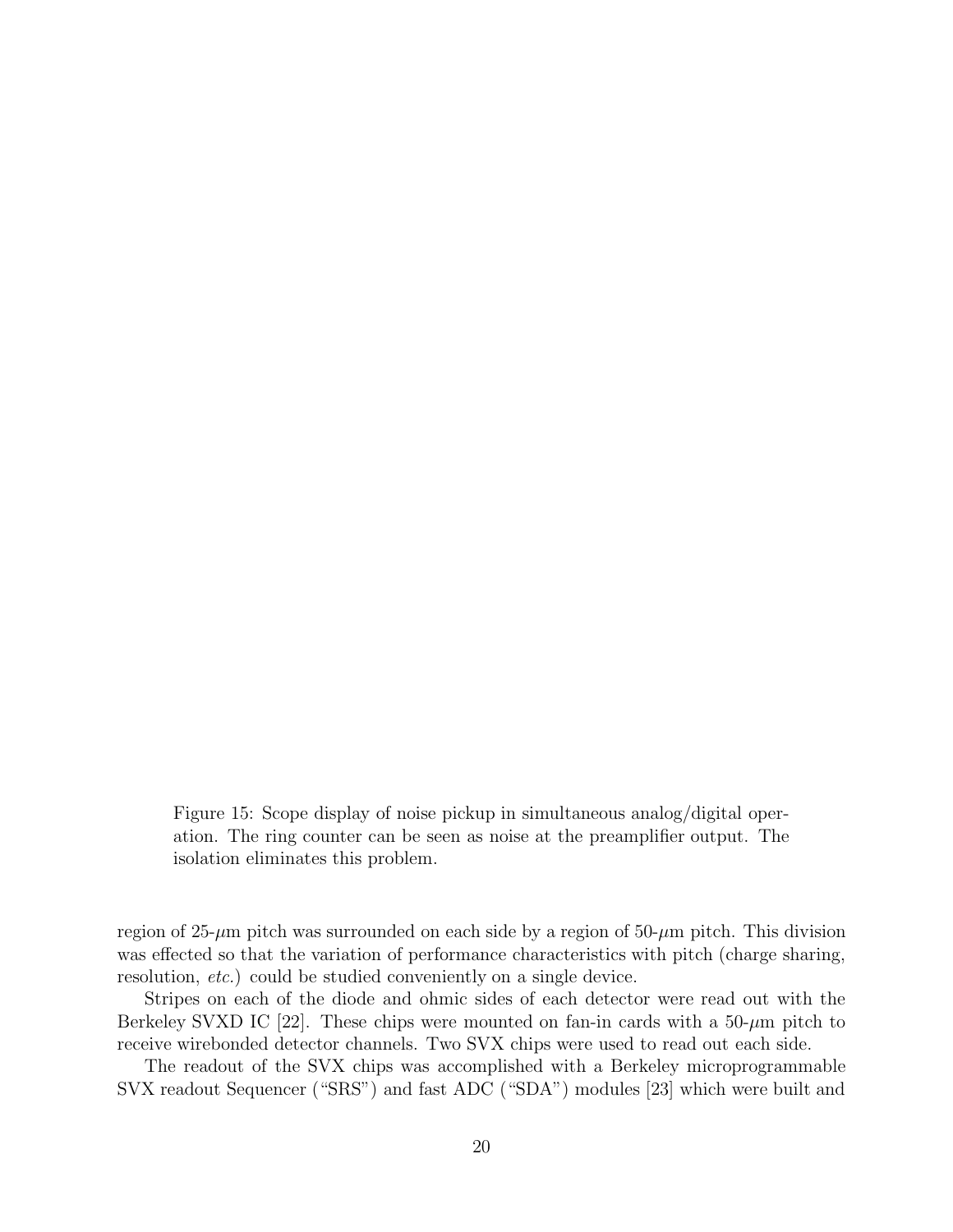Figure 15: Scope display of noise pickup in simultaneous analog/digital operation. The ring counter can be seen as noise at the preamplifier output. The isolation eliminates this problem.

region of 25-$\mu$m pitch was surrounded on each side by a region of 50-$\mu$m pitch. This division was effected so that the variation of performance characteristics with pitch (charge sharing, resolution, *etc.*) could be studied conveniently on a single device.

Stripes on each of the diode and ohmic sides of each detector were read out with the Berkeley SVXD IC [22]. These chips were mounted on fan-in cards with a 50-$\mu$m pitch to receive wirebonded detector channels. Two SVX chips were used to read out each side.

The readout of the SVX chips was accomplished with a Berkeley microprogrammable SVX readout Sequencer ("SRS") and fast ADC ("SDA") modules [23] which were built and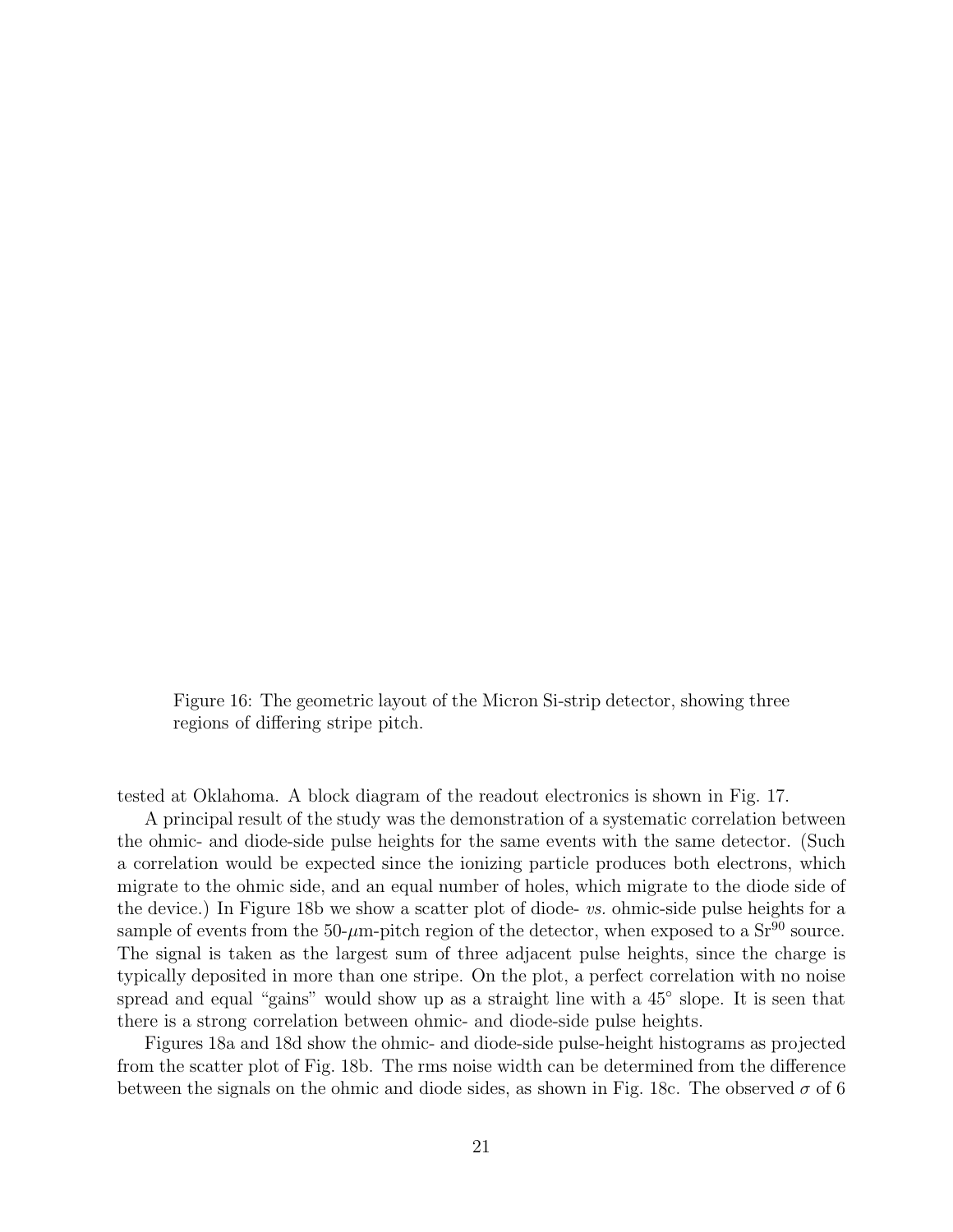Figure 16: The geometric layout of the Micron Si-strip detector, showing three regions of differing stripe pitch.

tested at Oklahoma. A block diagram of the readout electronics is shown in Fig. 17.

A principal result of the study was the demonstration of a systematic correlation between the ohmic- and diode-side pulse heights for the same events with the same detector. (Such a correlation would be expected since the ionizing particle produces both electrons, which migrate to the ohmic side, and an equal number of holes, which migrate to the diode side of the device.) In Figure 18b we show a scatter plot of diode- *vs.* ohmic-side pulse heights for a sample of events from the 50-$\mu$m-pitch region of the detector, when exposed to a $Sr^{90}$ source. The signal is taken as the largest sum of three adjacent pulse heights, since the charge is typically deposited in more than one stripe. On the plot, a perfect correlation with no noise spread and equal "gains" would show up as a straight line with a 45° slope. It is seen that there is a strong correlation between ohmic- and diode-side pulse heights.

Figures 18a and 18d show the ohmic- and diode-side pulse-height histograms as projected from the scatter plot of Fig. 18b. The rms noise width can be determined from the difference between the signals on the ohmic and diode sides, as shown in Fig. 18c. The observed $\sigma$ of 6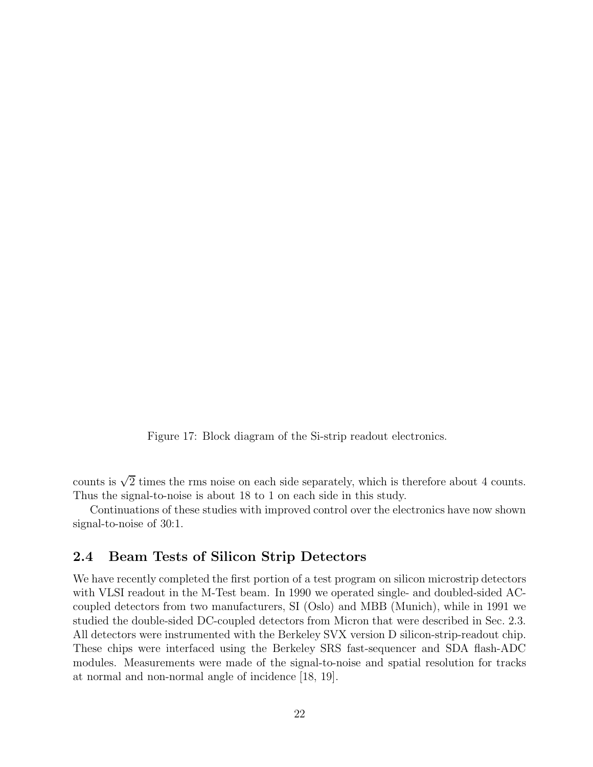Figure 17: Block diagram of the Si-strip readout electronics.

counts is $\sqrt{2}$ times the rms noise on each side separately, which is therefore about 4 counts. Thus the signal-to-noise is about 18 to 1 on each side in this study.

Continuations of these studies with improved control over the electronics have now shown signal-to-noise of 30:1.

## 2.4 Beam Tests of Silicon Strip Detectors

We have recently completed the first portion of a test program on silicon microstrip detectors with VLSI readout in the M-Test beam. In 1990 we operated single- and doubled-sided AC-coupled detectors from two manufacturers, SI (Oslo) and MBB (Munich), while in 1991 we studied the double-sided DC-coupled detectors from Micron that were described in Sec. 2.3. All detectors were instrumented with the Berkeley SVX version D silicon-strip-readout chip. These chips were interfaced using the Berkeley SRS fast-sequencer and SDA flash-ADC modules. Measurements were made of the signal-to-noise and spatial resolution for tracks at normal and non-normal angle of incidence [18, 19].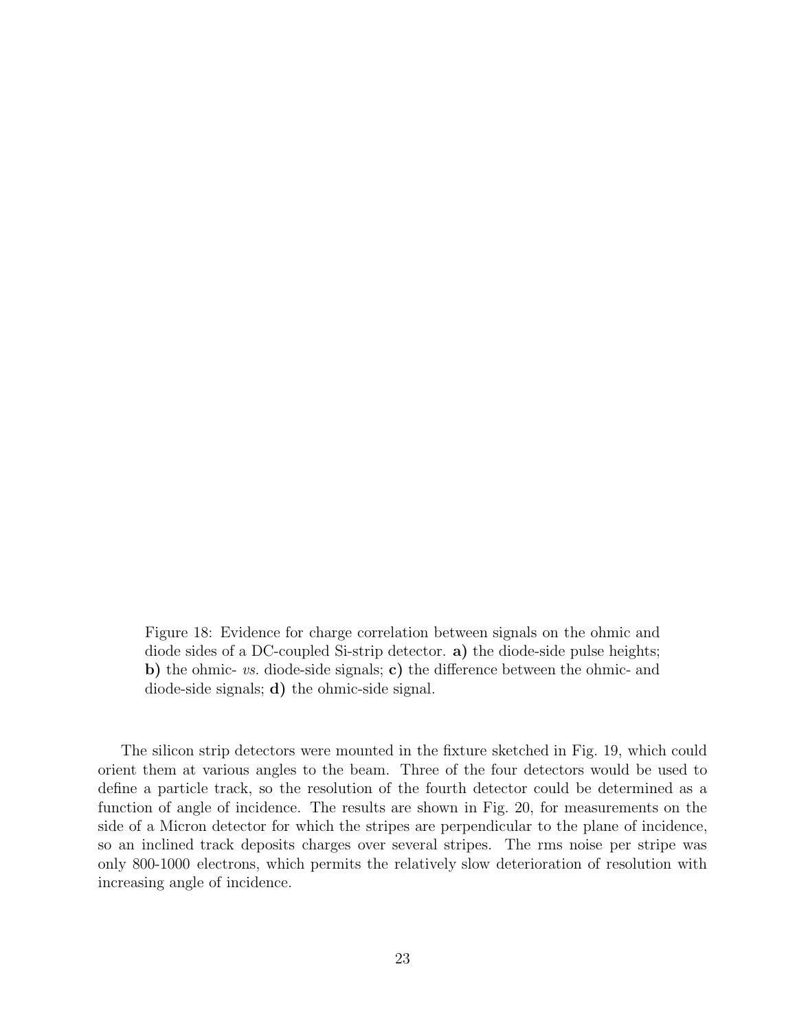Figure 18: Evidence for charge correlation between signals on the ohmic and diode sides of a DC-coupled Si-strip detector. **a)** the diode-side pulse heights; **b)** the ohmic- *vs.* diode-side signals; **c)** the difference between the ohmic- and diode-side signals; **d)** the ohmic-side signal.

The silicon strip detectors were mounted in the fixture sketched in Fig. 19, which could orient them at various angles to the beam. Three of the four detectors would be used to define a particle track, so the resolution of the fourth detector could be determined as a function of angle of incidence. The results are shown in Fig. 20, for measurements on the side of a Micron detector for which the stripes are perpendicular to the plane of incidence, so an inclined track deposits charges over several stripes. The rms noise per stripe was only 800-1000 electrons, which permits the relatively slow deterioration of resolution with increasing angle of incidence.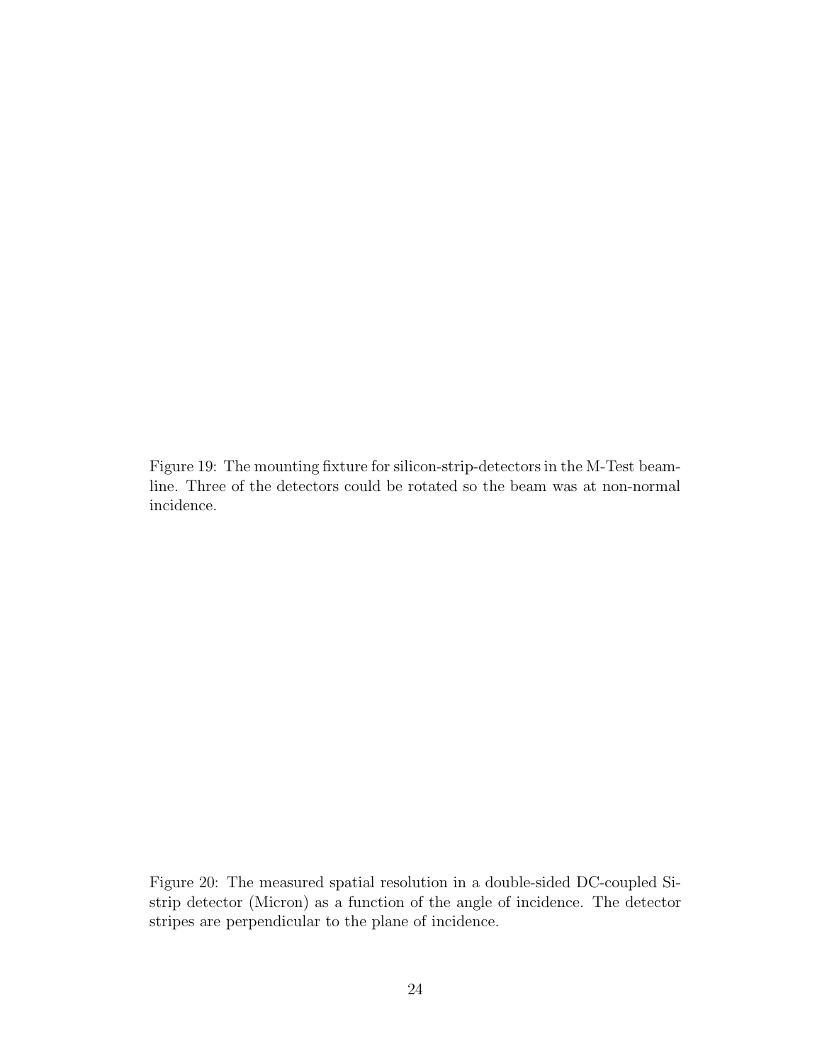Figure 19: The mounting fixture for silicon-strip-detectors in the M-Test beamline. Three of the detectors could be rotated so the beam was at non-normal incidence.

Figure 20: The measured spatial resolution in a double-sided DC-coupled Si-strip detector (Micron) as a function of the angle of incidence. The detector stripes are perpendicular to the plane of incidence.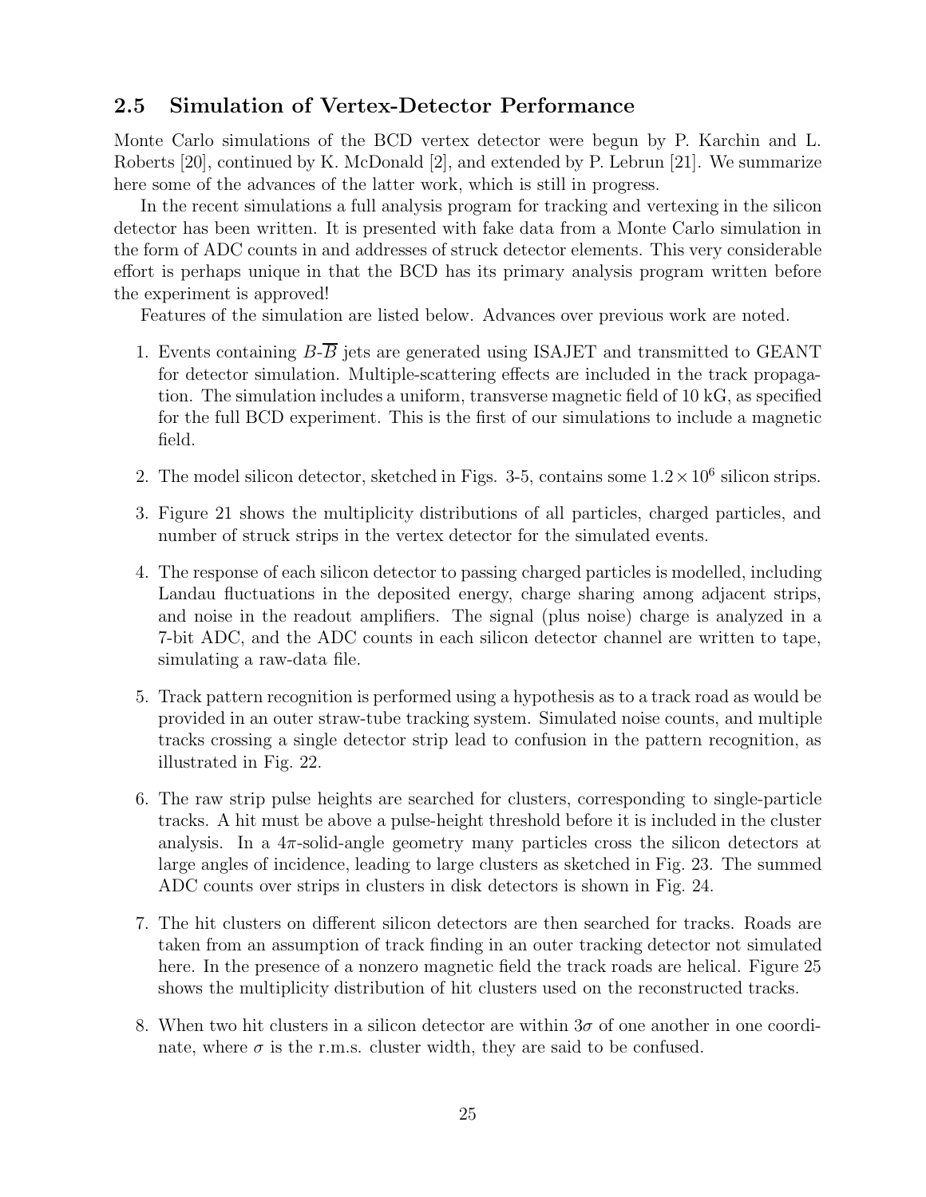## 2.5 Simulation of Vertex-Detector Performance

Monte Carlo simulations of the BCD vertex detector were begun by P. Karchin and L. Roberts [20], continued by K. McDonald [2], and extended by P. Lebrun [21]. We summarize here some of the advances of the latter work, which is still in progress.

In the recent simulations a full analysis program for tracking and vertexing in the silicon detector has been written. It is presented with fake data from a Monte Carlo simulation in the form of ADC counts in and addresses of struck detector elements. This very considerable effort is perhaps unique in that the BCD has its primary analysis program written before the experiment is approved!

Features of the simulation are listed below. Advances over previous work are noted.

1. Events containing $B$-$\overline{B}$ jets are generated using ISAJET and transmitted to GEANT for detector simulation. Multiple-scattering effects are included in the track propagation. The simulation includes a uniform, transverse magnetic field of 10 kG, as specified for the full BCD experiment. This is the first of our simulations to include a magnetic field.

2. The model silicon detector, sketched in Figs. 3-5, contains some $1.2 \times 10^6$ silicon strips.

3. Figure 21 shows the multiplicity distributions of all particles, charged particles, and number of struck strips in the vertex detector for the simulated events.

4. The response of each silicon detector to passing charged particles is modelled, including Landau fluctuations in the deposited energy, charge sharing among adjacent strips, and noise in the readout amplifiers. The signal (plus noise) charge is analyzed in a 7-bit ADC, and the ADC counts in each silicon detector channel are written to tape, simulating a raw-data file.

5. Track pattern recognition is performed using a hypothesis as to a track road as would be provided in an outer straw-tube tracking system. Simulated noise counts, and multiple tracks crossing a single detector strip lead to confusion in the pattern recognition, as illustrated in Fig. 22.

6. The raw strip pulse heights are searched for clusters, corresponding to single-particle tracks. A hit must be above a pulse-height threshold before it is included in the cluster analysis. In a $4\pi$-solid-angle geometry many particles cross the silicon detectors at large angles of incidence, leading to large clusters as sketched in Fig. 23. The summed ADC counts over strips in clusters in disk detectors is shown in Fig. 24.

7. The hit clusters on different silicon detectors are then searched for tracks. Roads are taken from an assumption of track finding in an outer tracking detector not simulated here. In the presence of a nonzero magnetic field the track roads are helical. Figure 25 shows the multiplicity distribution of hit clusters used on the reconstructed tracks.

8. When two hit clusters in a silicon detector are within $3\sigma$ of one another in one coordinate, where $\sigma$ is the r.m.s. cluster width, they are said to be confused.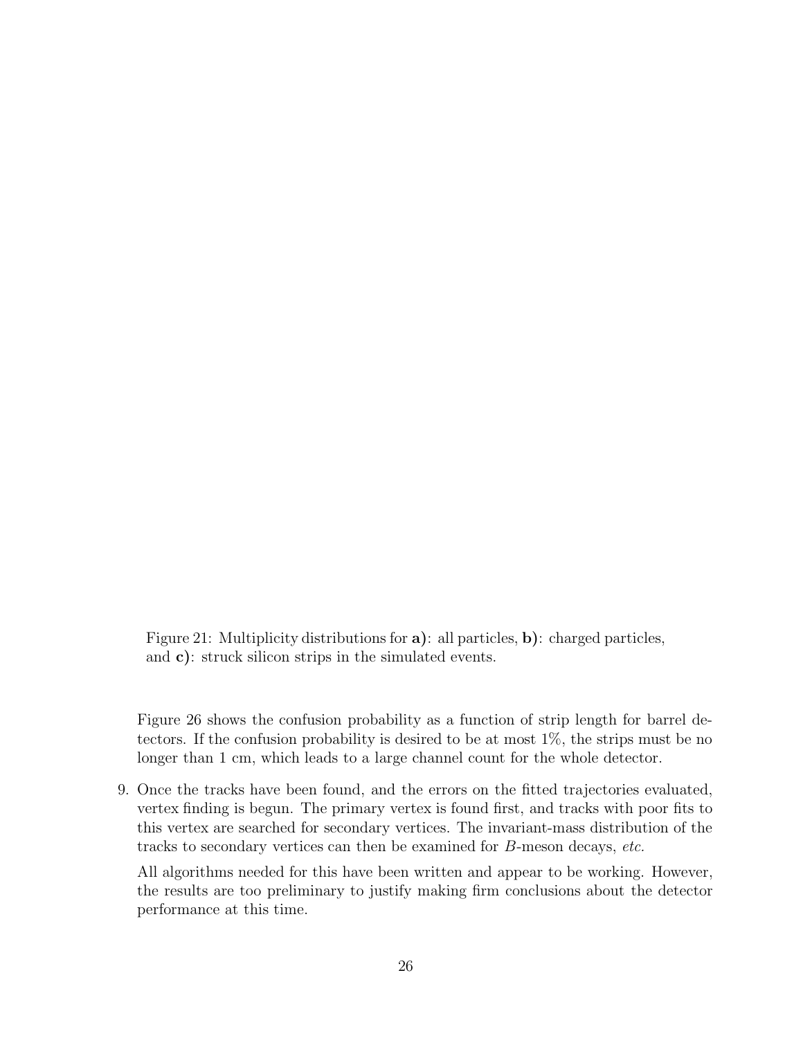Figure 21: Multiplicity distributions for **a)**: all particles, **b)**: charged particles, and **c)**: struck silicon strips in the simulated events.

Figure 26 shows the confusion probability as a function of strip length for barrel detectors. If the confusion probability is desired to be at most 1%, the strips must be no longer than 1 cm, which leads to a large channel count for the whole detector.

9. Once the tracks have been found, and the errors on the fitted trajectories evaluated, vertex finding is begun. The primary vertex is found first, and tracks with poor fits to this vertex are searched for secondary vertices. The invariant-mass distribution of the tracks to secondary vertices can then be examined for $B$-meson decays, *etc.*

   All algorithms needed for this have been written and appear to be working. However, the results are too preliminary to justify making firm conclusions about the detector performance at this time.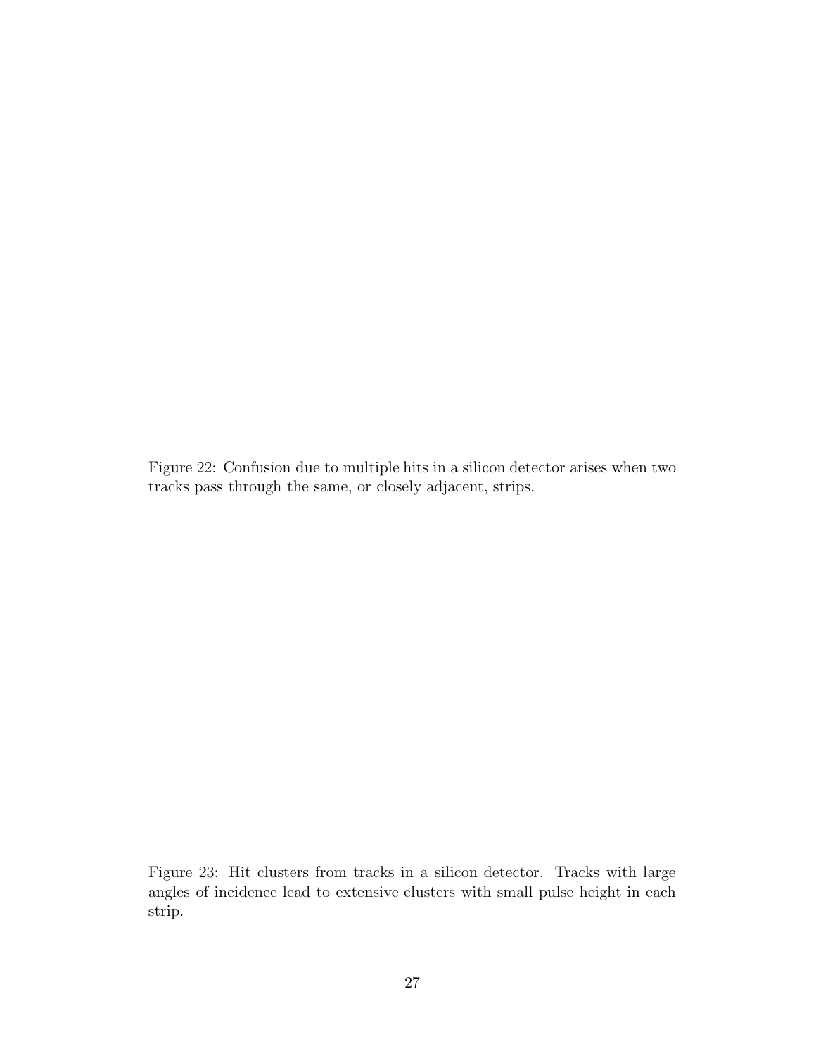Figure 22: Confusion due to multiple hits in a silicon detector arises when two tracks pass through the same, or closely adjacent, strips.

Figure 23: Hit clusters from tracks in a silicon detector. Tracks with large angles of incidence lead to extensive clusters with small pulse height in each strip.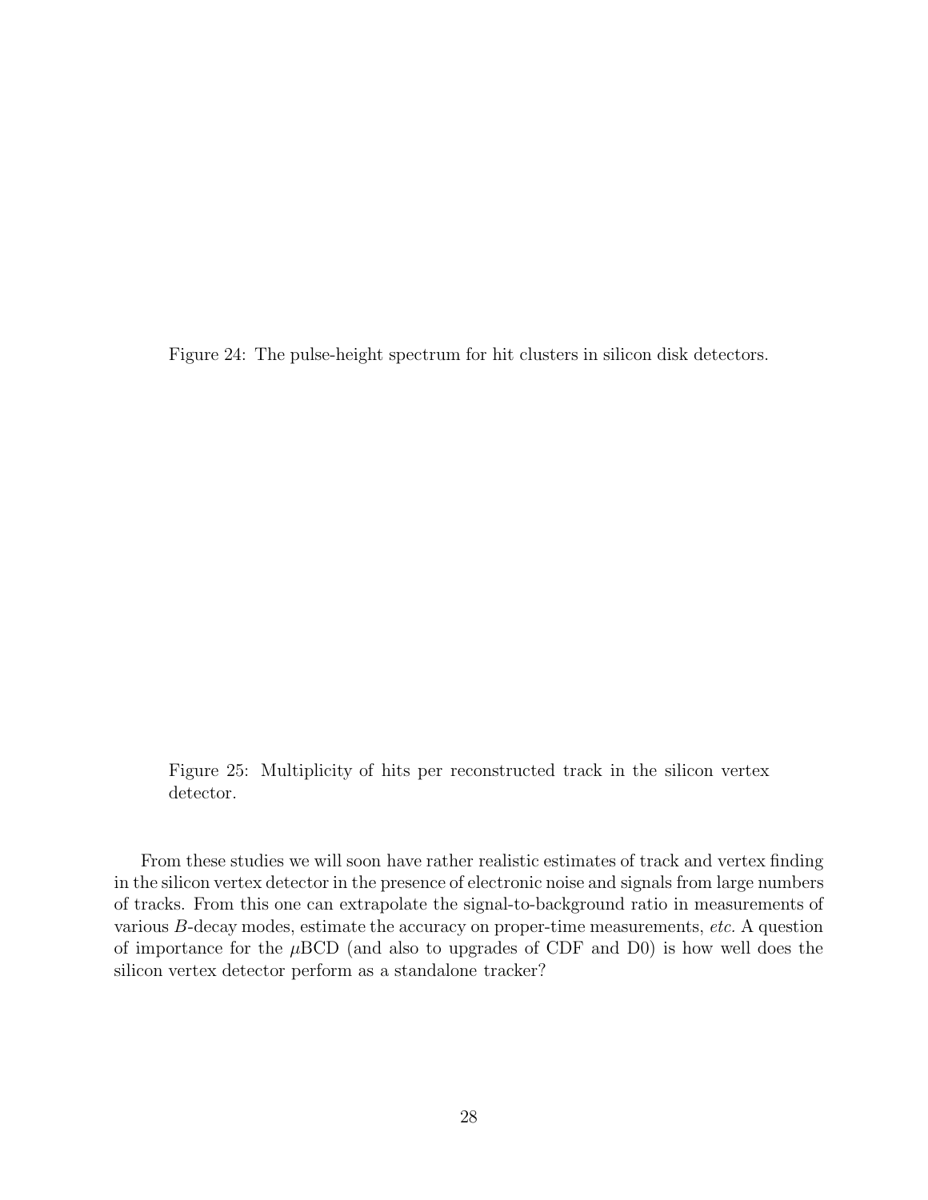Figure 24: The pulse-height spectrum for hit clusters in silicon disk detectors.

Figure 25: Multiplicity of hits per reconstructed track in the silicon vertex detector.

From these studies we will soon have rather realistic estimates of track and vertex finding in the silicon vertex detector in the presence of electronic noise and signals from large numbers of tracks. From this one can extrapolate the signal-to-background ratio in measurements of various $B$-decay modes, estimate the accuracy on proper-time measurements, *etc.* A question of importance for the $\mu$BCD (and also to upgrades of CDF and D0) is how well does the silicon vertex detector perform as a standalone tracker?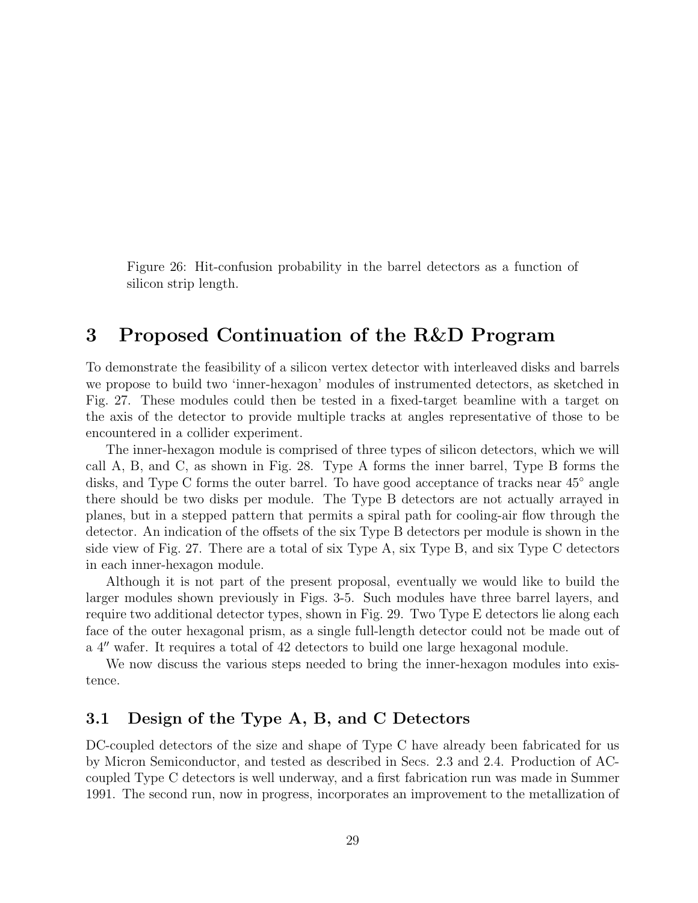Figure 26: Hit-confusion probability in the barrel detectors as a function of silicon strip length.

# 3 Proposed Continuation of the R&D Program

To demonstrate the feasibility of a silicon vertex detector with interleaved disks and barrels we propose to build two 'inner-hexagon' modules of instrumented detectors, as sketched in Fig. 27. These modules could then be tested in a fixed-target beamline with a target on the axis of the detector to provide multiple tracks at angles representative of those to be encountered in a collider experiment.

The inner-hexagon module is comprised of three types of silicon detectors, which we will call A, B, and C, as shown in Fig. 28. Type A forms the inner barrel, Type B forms the disks, and Type C forms the outer barrel. To have good acceptance of tracks near 45° angle there should be two disks per module. The Type B detectors are not actually arrayed in planes, but in a stepped pattern that permits a spiral path for cooling-air flow through the detector. An indication of the offsets of the six Type B detectors per module is shown in the side view of Fig. 27. There are a total of six Type A, six Type B, and six Type C detectors in each inner-hexagon module.

Although it is not part of the present proposal, eventually we would like to build the larger modules shown previously in Figs. 3-5. Such modules have three barrel layers, and require two additional detector types, shown in Fig. 29. Two Type E detectors lie along each face of the outer hexagonal prism, as a single full-length detector could not be made out of a 4″ wafer. It requires a total of 42 detectors to build one large hexagonal module.

We now discuss the various steps needed to bring the inner-hexagon modules into existence.

## 3.1 Design of the Type A, B, and C Detectors

DC-coupled detectors of the size and shape of Type C have already been fabricated for us by Micron Semiconductor, and tested as described in Secs. 2.3 and 2.4. Production of AC-coupled Type C detectors is well underway, and a first fabrication run was made in Summer 1991. The second run, now in progress, incorporates an improvement to the metallization of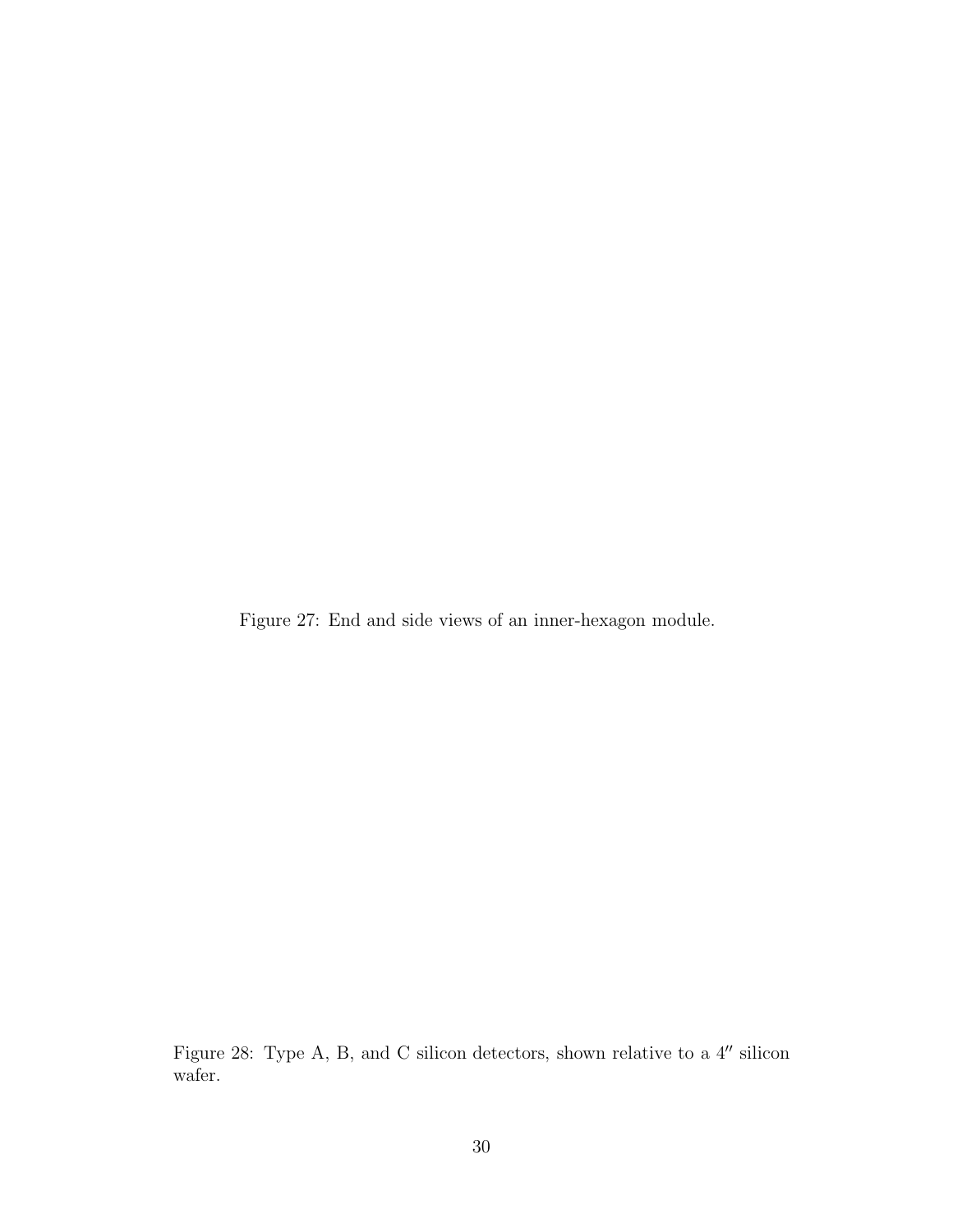Figure 27: End and side views of an inner-hexagon module.

Figure 28: Type A, B, and C silicon detectors, shown relative to a 4″ silicon wafer.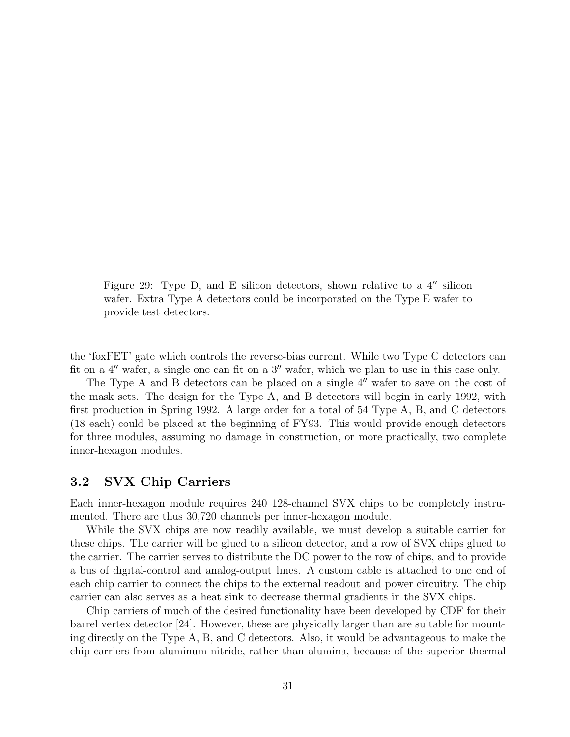Figure 29: Type D, and E silicon detectors, shown relative to a 4″ silicon wafer. Extra Type A detectors could be incorporated on the Type E wafer to provide test detectors.

the 'foxFET' gate which controls the reverse-bias current. While two Type C detectors can fit on a 4″ wafer, a single one can fit on a 3″ wafer, which we plan to use in this case only.

The Type A and B detectors can be placed on a single 4″ wafer to save on the cost of the mask sets. The design for the Type A, and B detectors will begin in early 1992, with first production in Spring 1992. A large order for a total of 54 Type A, B, and C detectors (18 each) could be placed at the beginning of FY93. This would provide enough detectors for three modules, assuming no damage in construction, or more practically, two complete inner-hexagon modules.

## 3.2 SVX Chip Carriers

Each inner-hexagon module requires 240 128-channel SVX chips to be completely instrumented. There are thus 30,720 channels per inner-hexagon module.

While the SVX chips are now readily available, we must develop a suitable carrier for these chips. The carrier will be glued to a silicon detector, and a row of SVX chips glued to the carrier. The carrier serves to distribute the DC power to the row of chips, and to provide a bus of digital-control and analog-output lines. A custom cable is attached to one end of each chip carrier to connect the chips to the external readout and power circuitry. The chip carrier can also serves as a heat sink to decrease thermal gradients in the SVX chips.

Chip carriers of much of the desired functionality have been developed by CDF for their barrel vertex detector [24]. However, these are physically larger than are suitable for mounting directly on the Type A, B, and C detectors. Also, it would be advantageous to make the chip carriers from aluminum nitride, rather than alumina, because of the superior thermal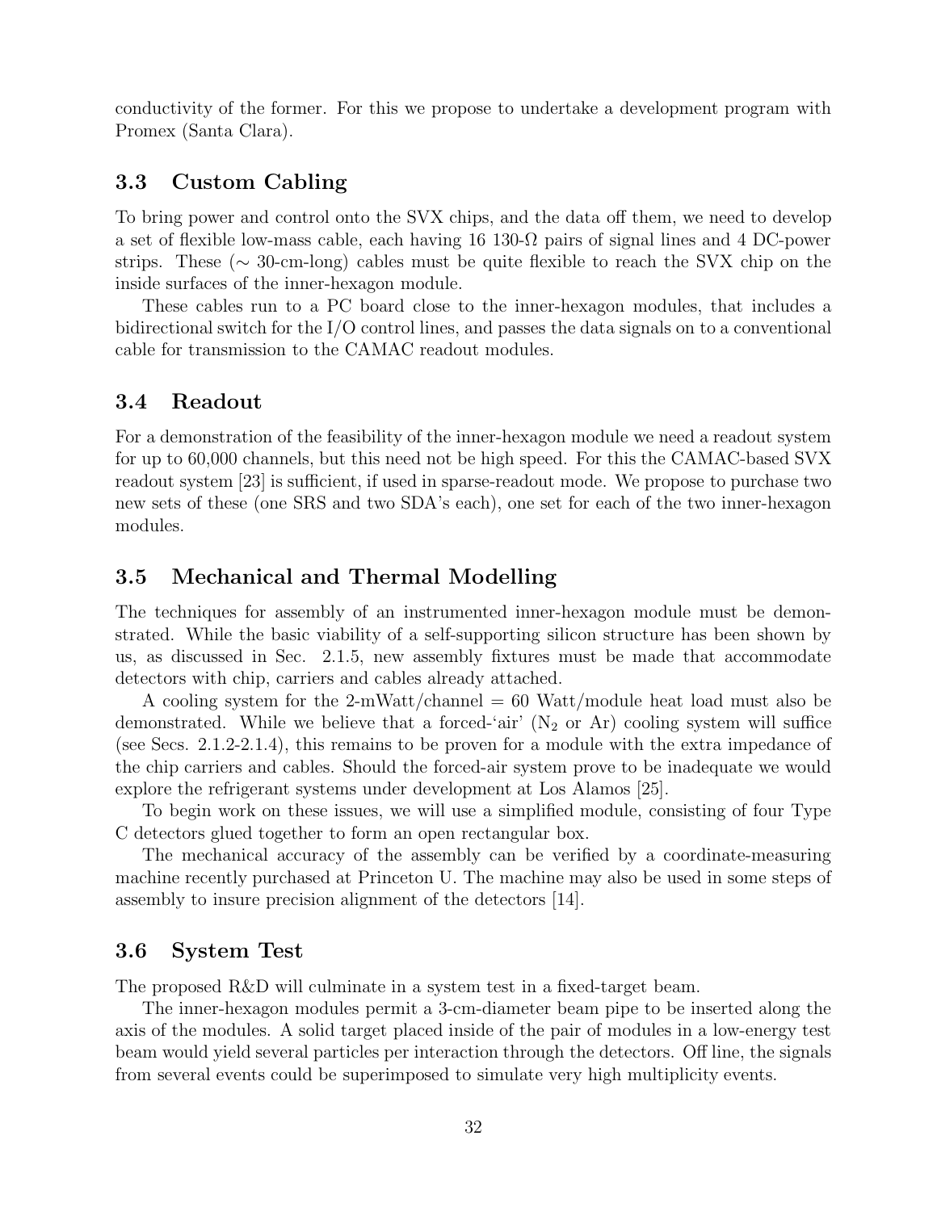conductivity of the former. For this we propose to undertake a development program with Promex (Santa Clara).

### 3.3 Custom Cabling

To bring power and control onto the SVX chips, and the data off them, we need to develop a set of flexible low-mass cable, each having 16 130-$\Omega$ pairs of signal lines and 4 DC-power strips. These ($\sim$ 30-cm-long) cables must be quite flexible to reach the SVX chip on the inside surfaces of the inner-hexagon module.

These cables run to a PC board close to the inner-hexagon modules, that includes a bidirectional switch for the I/O control lines, and passes the data signals on to a conventional cable for transmission to the CAMAC readout modules.

### 3.4 Readout

For a demonstration of the feasibility of the inner-hexagon module we need a readout system for up to 60,000 channels, but this need not be high speed. For this the CAMAC-based SVX readout system [23] is sufficient, if used in sparse-readout mode. We propose to purchase two new sets of these (one SRS and two SDA's each), one set for each of the two inner-hexagon modules.

### 3.5 Mechanical and Thermal Modelling

The techniques for assembly of an instrumented inner-hexagon module must be demonstrated. While the basic viability of a self-supporting silicon structure has been shown by us, as discussed in Sec. 2.1.5, new assembly fixtures must be made that accommodate detectors with chip, carriers and cables already attached.

A cooling system for the 2-mWatt/channel = 60 Watt/module heat load must also be demonstrated. While we believe that a forced-'air' ($N_2$ or Ar) cooling system will suffice (see Secs. 2.1.2-2.1.4), this remains to be proven for a module with the extra impedance of the chip carriers and cables. Should the forced-air system prove to be inadequate we would explore the refrigerant systems under development at Los Alamos [25].

To begin work on these issues, we will use a simplified module, consisting of four Type C detectors glued together to form an open rectangular box.

The mechanical accuracy of the assembly can be verified by a coordinate-measuring machine recently purchased at Princeton U. The machine may also be used in some steps of assembly to insure precision alignment of the detectors [14].

### 3.6 System Test

The proposed R&D will culminate in a system test in a fixed-target beam.

The inner-hexagon modules permit a 3-cm-diameter beam pipe to be inserted along the axis of the modules. A solid target placed inside of the pair of modules in a low-energy test beam would yield several particles per interaction through the detectors. Off line, the signals from several events could be superimposed to simulate very high multiplicity events.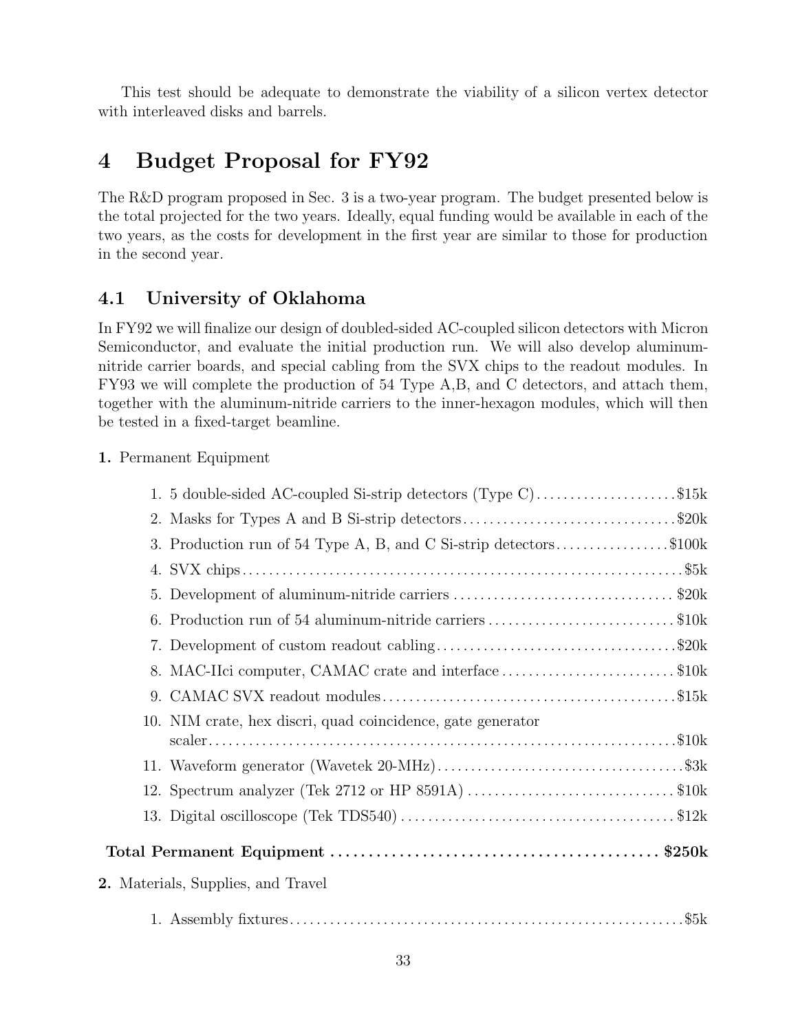This test should be adequate to demonstrate the viability of a silicon vertex detector with interleaved disks and barrels.

# 4 Budget Proposal for FY92

The R&D program proposed in Sec. 3 is a two-year program. The budget presented below is the total projected for the two years. Ideally, equal funding would be available in each of the two years, as the costs for development in the first year are similar to those for production in the second year.

## 4.1 University of Oklahoma

In FY92 we will finalize our design of doubled-sided AC-coupled silicon detectors with Micron Semiconductor, and evaluate the initial production run. We will also develop aluminum-nitride carrier boards, and special cabling from the SVX chips to the readout modules. In FY93 we will complete the production of 54 Type A,B, and C detectors, and attach them, together with the aluminum-nitride carriers to the inner-hexagon modules, which will then be tested in a fixed-target beamline.

**1.** Permanent Equipment

1. 5 double-sided AC-coupled Si-strip detectors (Type C) . . . . . $15k
2. Masks for Types A and B Si-strip detectors . . . . . $20k
3. Production run of 54 Type A, B, and C Si-strip detectors . . . . . $100k
4. SVX chips . . . . . $5k
5. Development of aluminum-nitride carriers . . . . . $20k
6. Production run of 54 aluminum-nitride carriers . . . . . $10k
7. Development of custom readout cabling . . . . . $20k
8. MAC-IIci computer, CAMAC crate and interface . . . . . $10k
9. CAMAC SVX readout modules . . . . . $15k
10. NIM crate, hex discri, quad coincidence, gate generator scaler . . . . . $10k
11. Waveform generator (Wavetek 20-MHz) . . . . . $3k
12. Spectrum analyzer (Tek 2712 or HP 8591A) . . . . . $10k
13. Digital oscilloscope (Tek TDS540) . . . . . $12k

**Total Permanent Equipment . . . . . $250k**

**2.** Materials, Supplies, and Travel

1. Assembly fixtures . . . . . $5k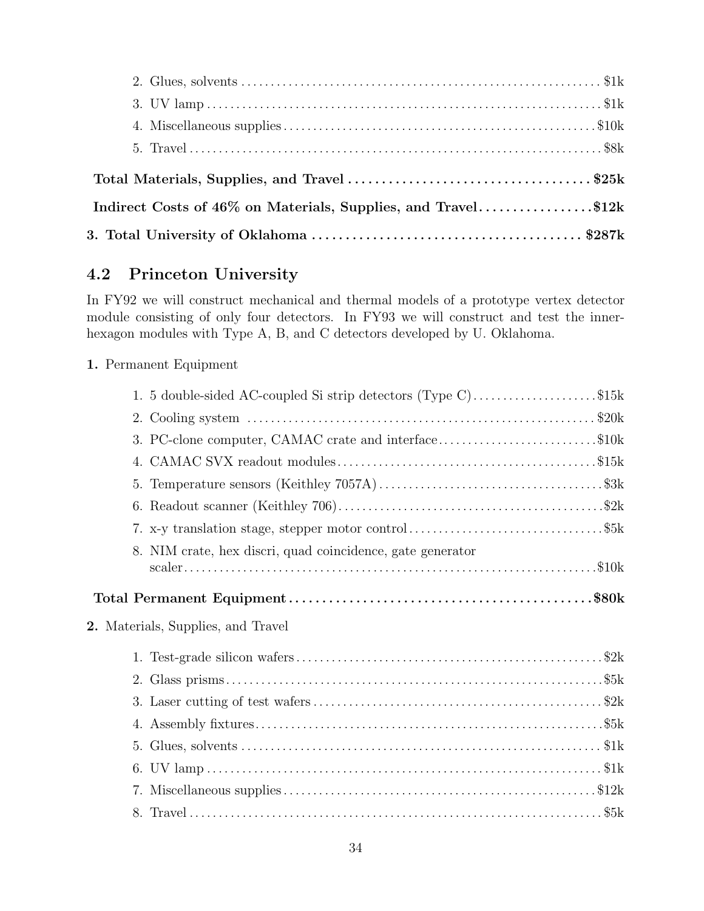2. Glues, solvents ............................................................ $1k
3. UV lamp ............................................................ $1k
4. Miscellaneous supplies ............................................................ $10k
5. Travel ............................................................ $8k

**Total Materials, Supplies, and Travel ............................................................ $25k**

**Indirect Costs of 46% on Materials, Supplies, and Travel ............................................................ $12k**

**3. Total University of Oklahoma ............................................................ $287k**

## 4.2 Princeton University

In FY92 we will construct mechanical and thermal models of a prototype vertex detector module consisting of only four detectors. In FY93 we will construct and test the inner-hexagon modules with Type A, B, and C detectors developed by U. Oklahoma.

**1.** Permanent Equipment

1. 5 double-sided AC-coupled Si strip detectors (Type C) ............................................................ $15k
2. Cooling system ............................................................ $20k
3. PC-clone computer, CAMAC crate and interface ............................................................ $10k
4. CAMAC SVX readout modules ............................................................ $15k
5. Temperature sensors (Keithley 7057A) ............................................................ $3k
6. Readout scanner (Keithley 706) ............................................................ $2k
7. x-y translation stage, stepper motor control ............................................................ $5k
8. NIM crate, hex discri, quad coincidence, gate generator scaler ............................................................ $10k

**Total Permanent Equipment ............................................................ $80k**

**2.** Materials, Supplies, and Travel

1. Test-grade silicon wafers ............................................................ $2k
2. Glass prisms ............................................................ $5k
3. Laser cutting of test wafers ............................................................ $2k
4. Assembly fixtures ............................................................ $5k
5. Glues, solvents ............................................................ $1k
6. UV lamp ............................................................ $1k
7. Miscellaneous supplies ............................................................ $12k
8. Travel ............................................................ $5k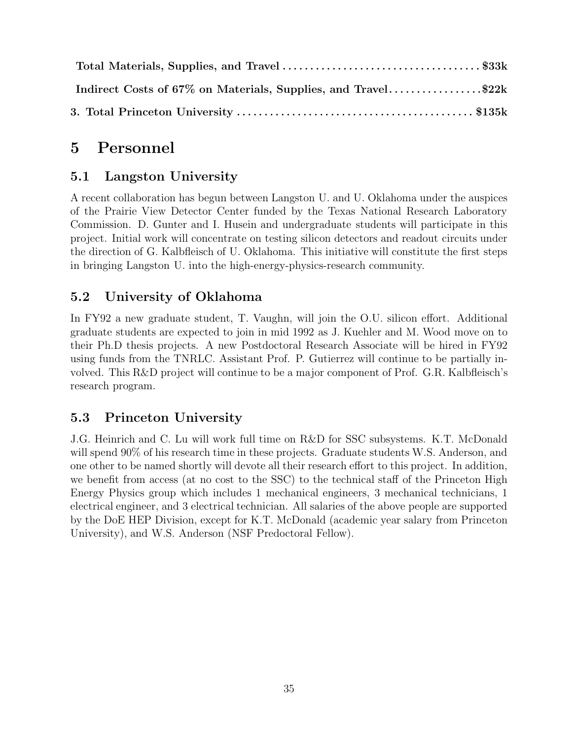**Total Materials, Supplies, and Travel ........................................ $33k**

**Indirect Costs of 67% on Materials, Supplies, and Travel.................. $22k**

**3. Total Princeton University ............................................... $135k**

# 5 Personnel

## 5.1 Langston University

A recent collaboration has begun between Langston U. and U. Oklahoma under the auspices of the Prairie View Detector Center funded by the Texas National Research Laboratory Commission. D. Gunter and I. Husein and undergraduate students will participate in this project. Initial work will concentrate on testing silicon detectors and readout circuits under the direction of G. Kalbfleisch of U. Oklahoma. This initiative will constitute the first steps in bringing Langston U. into the high-energy-physics-research community.

## 5.2 University of Oklahoma

In FY92 a new graduate student, T. Vaughn, will join the O.U. silicon effort. Additional graduate students are expected to join in mid 1992 as J. Kuehler and M. Wood move on to their Ph.D thesis projects. A new Postdoctoral Research Associate will be hired in FY92 using funds from the TNRLC. Assistant Prof. P. Gutierrez will continue to be partially involved. This R&D project will continue to be a major component of Prof. G.R. Kalbfleisch's research program.

## 5.3 Princeton University

J.G. Heinrich and C. Lu will work full time on R&D for SSC subsystems. K.T. McDonald will spend 90% of his research time in these projects. Graduate students W.S. Anderson, and one other to be named shortly will devote all their research effort to this project. In addition, we benefit from access (at no cost to the SSC) to the technical staff of the Princeton High Energy Physics group which includes 1 mechanical engineers, 3 mechanical technicians, 1 electrical engineer, and 3 electrical technician. All salaries of the above people are supported by the DoE HEP Division, except for K.T. McDonald (academic year salary from Princeton University), and W.S. Anderson (NSF Predoctoral Fellow).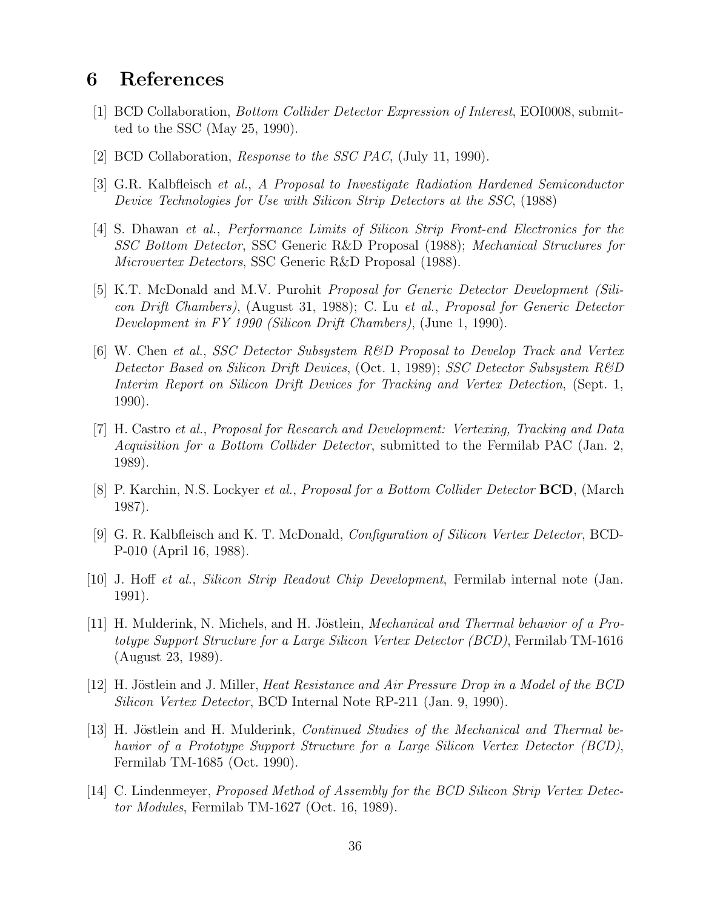## 6 References

[1] BCD Collaboration, *Bottom Collider Detector Expression of Interest*, EOI0008, submitted to the SSC (May 25, 1990).

[2] BCD Collaboration, *Response to the SSC PAC*, (July 11, 1990).

[3] G.R. Kalbfleisch *et al.*, *A Proposal to Investigate Radiation Hardened Semiconductor Device Technologies for Use with Silicon Strip Detectors at the SSC*, (1988)

[4] S. Dhawan *et al.*, *Performance Limits of Silicon Strip Front-end Electronics for the SSC Bottom Detector*, SSC Generic R&D Proposal (1988); *Mechanical Structures for Microvertex Detectors*, SSC Generic R&D Proposal (1988).

[5] K.T. McDonald and M.V. Purohit *Proposal for Generic Detector Development (Silicon Drift Chambers)*, (August 31, 1988); C. Lu *et al.*, *Proposal for Generic Detector Development in FY 1990 (Silicon Drift Chambers)*, (June 1, 1990).

[6] W. Chen *et al.*, *SSC Detector Subsystem R&D Proposal to Develop Track and Vertex Detector Based on Silicon Drift Devices*, (Oct. 1, 1989); *SSC Detector Subsystem R&D Interim Report on Silicon Drift Devices for Tracking and Vertex Detection*, (Sept. 1, 1990).

[7] H. Castro *et al.*, *Proposal for Research and Development: Vertexing, Tracking and Data Acquisition for a Bottom Collider Detector*, submitted to the Fermilab PAC (Jan. 2, 1989).

[8] P. Karchin, N.S. Lockyer *et al.*, *Proposal for a Bottom Collider Detector* **BCD**, (March 1987).

[9] G. R. Kalbfleisch and K. T. McDonald, *Configuration of Silicon Vertex Detector*, BCD-P-010 (April 16, 1988).

[10] J. Hoff *et al.*, *Silicon Strip Readout Chip Development*, Fermilab internal note (Jan. 1991).

[11] H. Mulderink, N. Michels, and H. Jöstlein, *Mechanical and Thermal behavior of a Prototype Support Structure for a Large Silicon Vertex Detector (BCD)*, Fermilab TM-1616 (August 23, 1989).

[12] H. Jöstlein and J. Miller, *Heat Resistance and Air Pressure Drop in a Model of the BCD Silicon Vertex Detector*, BCD Internal Note RP-211 (Jan. 9, 1990).

[13] H. Jöstlein and H. Mulderink, *Continued Studies of the Mechanical and Thermal behavior of a Prototype Support Structure for a Large Silicon Vertex Detector (BCD)*, Fermilab TM-1685 (Oct. 1990).

[14] C. Lindenmeyer, *Proposed Method of Assembly for the BCD Silicon Strip Vertex Detector Modules*, Fermilab TM-1627 (Oct. 16, 1989).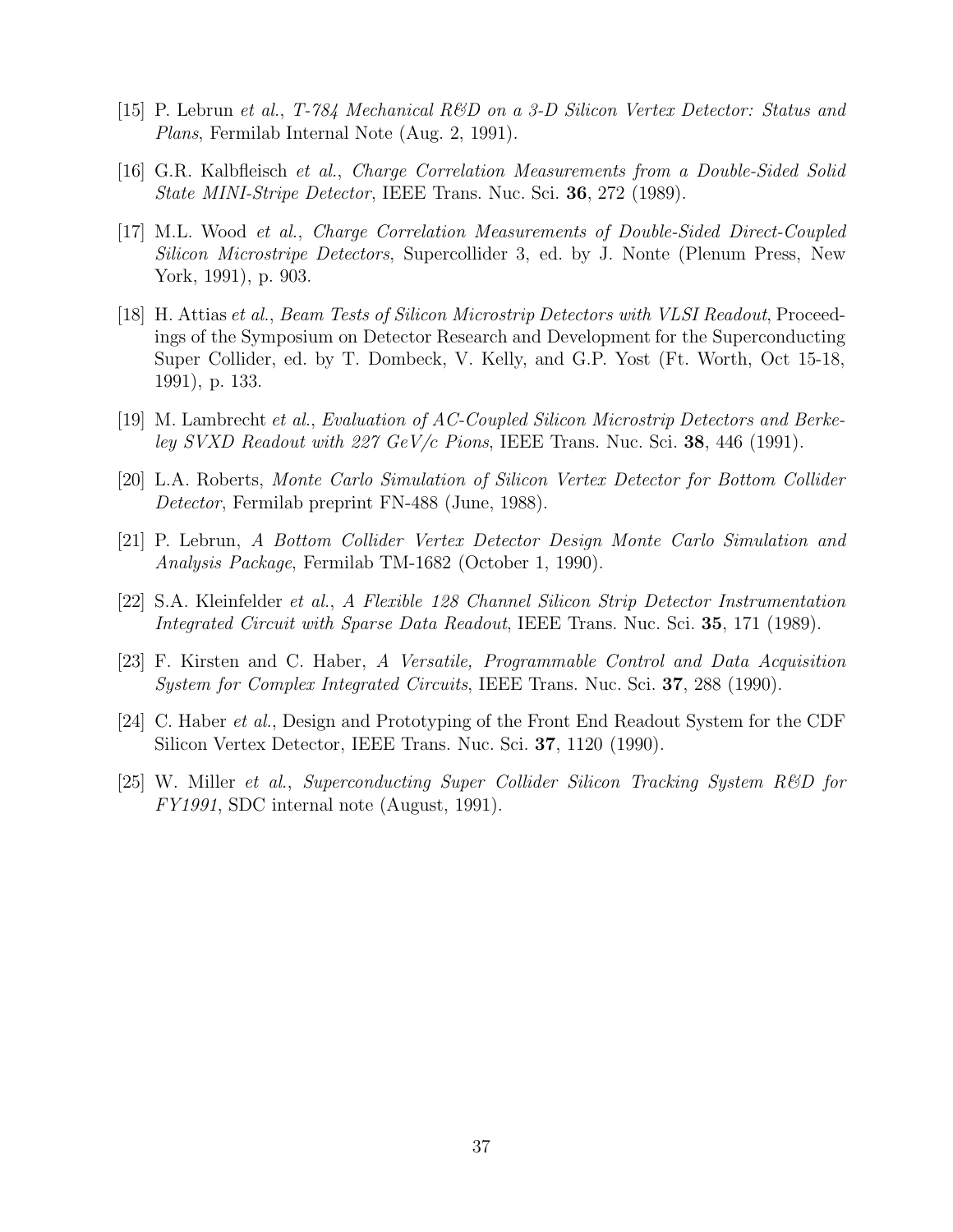[15] P. Lebrun *et al.*, *T-784 Mechanical R&D on a 3-D Silicon Vertex Detector: Status and Plans*, Fermilab Internal Note (Aug. 2, 1991).

[16] G.R. Kalbfleisch *et al.*, *Charge Correlation Measurements from a Double-Sided Solid State MINI-Stripe Detector*, IEEE Trans. Nuc. Sci. **36**, 272 (1989).

[17] M.L. Wood *et al.*, *Charge Correlation Measurements of Double-Sided Direct-Coupled Silicon Microstripe Detectors*, Supercollider 3, ed. by J. Nonte (Plenum Press, New York, 1991), p. 903.

[18] H. Attias *et al.*, *Beam Tests of Silicon Microstrip Detectors with VLSI Readout*, Proceedings of the Symposium on Detector Research and Development for the Superconducting Super Collider, ed. by T. Dombeck, V. Kelly, and G.P. Yost (Ft. Worth, Oct 15-18, 1991), p. 133.

[19] M. Lambrecht *et al.*, *Evaluation of AC-Coupled Silicon Microstrip Detectors and Berkeley SVXD Readout with 227 GeV/c Pions*, IEEE Trans. Nuc. Sci. **38**, 446 (1991).

[20] L.A. Roberts, *Monte Carlo Simulation of Silicon Vertex Detector for Bottom Collider Detector*, Fermilab preprint FN-488 (June, 1988).

[21] P. Lebrun, *A Bottom Collider Vertex Detector Design Monte Carlo Simulation and Analysis Package*, Fermilab TM-1682 (October 1, 1990).

[22] S.A. Kleinfelder *et al.*, *A Flexible 128 Channel Silicon Strip Detector Instrumentation Integrated Circuit with Sparse Data Readout*, IEEE Trans. Nuc. Sci. **35**, 171 (1989).

[23] F. Kirsten and C. Haber, *A Versatile, Programmable Control and Data Acquisition System for Complex Integrated Circuits*, IEEE Trans. Nuc. Sci. **37**, 288 (1990).

[24] C. Haber *et al.*, Design and Prototyping of the Front End Readout System for the CDF Silicon Vertex Detector, IEEE Trans. Nuc. Sci. **37**, 1120 (1990).

[25] W. Miller *et al.*, *Superconducting Super Collider Silicon Tracking System R&D for FY1991*, SDC internal note (August, 1991).